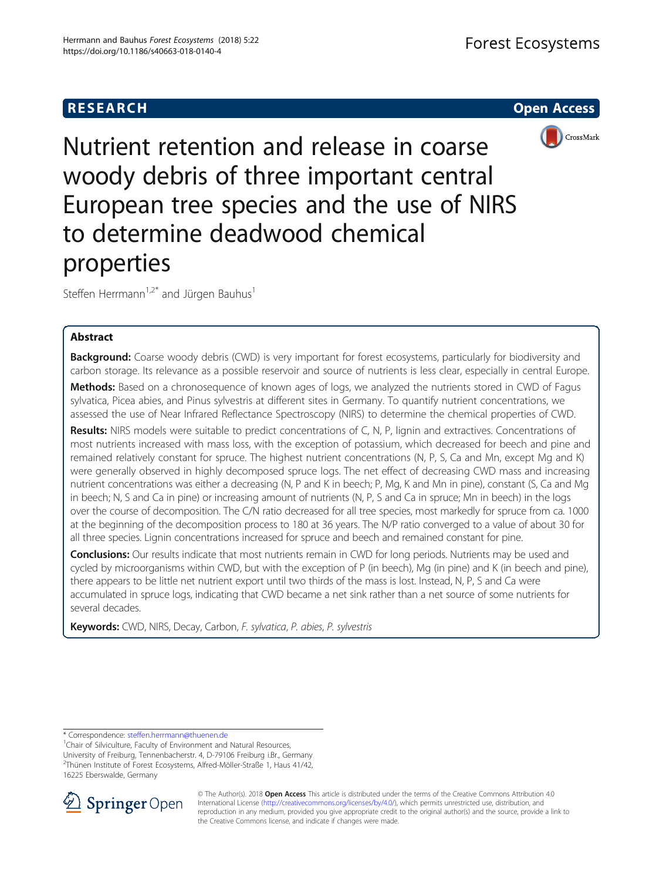RESEARCH Open Access

# Nutrient retention and release in coarse woody debris of three important central European tree species and the use of NIRS to determine deadwood chemical properties

Steffen Herrmann[1,2*] and Jürgen Bauhus[1]

## Abstract

**Background:** Coarse woody debris (CWD) is very important for forest ecosystems, particularly for biodiversity and carbon storage. Its relevance as a possible reservoir and source of nutrients is less clear, especially in central Europe.

**Methods:** Based on a chronosequence of known ages of logs, we analyzed the nutrients stored in CWD of *Fagus sylvatica*, *Picea abies*, and *Pinus sylvestris* at different sites in Germany. To quantify nutrient concentrations, we assessed the use of Near Infrared Reflectance Spectroscopy (NIRS) to determine the chemical properties of CWD.

**Results:** NIRS models were suitable to predict concentrations of C, N, P, lignin and extractives. Concentrations of most nutrients increased with mass loss, with the exception of potassium, which decreased for beech and pine and remained relatively constant for spruce. The highest nutrient concentrations (N, P, S, Ca and Mn, except Mg and K) were generally observed in highly decomposed spruce logs. The net effect of decreasing CWD mass and increasing nutrient concentrations was either a decreasing (N, P and K in beech; P, Mg, K and Mn in pine), constant (S, Ca and Mg in beech; N, S and Ca in pine) or increasing amount of nutrients (N, P, S and Ca in spruce; Mn in beech) in the logs over the course of decomposition. The C/N ratio decreased for all tree species, most markedly for spruce from ca. 1000 at the beginning of the decomposition process to 180 at 36 years. The N/P ratio converged to a value of about 30 for all three species. Lignin concentrations increased for spruce and beech and remained constant for pine.

**Conclusions:** Our results indicate that most nutrients remain in CWD for long periods. Nutrients may be used and cycled by microorganisms within CWD, but with the exception of P (in beech), Mg (in pine) and K (in beech and pine), there appears to be little net nutrient export until two thirds of the mass is lost. Instead, N, P, S and Ca were accumulated in spruce logs, indicating that CWD became a net sink rather than a net source of some nutrients for several decades.

**Keywords:** CWD, NIRS, Decay, Carbon, *F. sylvatica*, *P. abies*, *P. sylvestris*

\* Correspondence: steffen.herrmann@thuenen.de

[1]Chair of Silviculture, Faculty of Environment and Natural Resources, University of Freiburg, Tennenbacherstr. 4, D-79106 Freiburg i.Br., Germany

[2]Thünen Institute of Forest Ecosystems, Alfred-Möller-Straße 1, Haus 41/42, 16225 Eberswalde, Germany

© The Author(s). 2018 **Open Access** This article is distributed under the terms of the Creative Commons Attribution 4.0 International License (http://creativecommons.org/licenses/by/4.0/), which permits unrestricted use, distribution, and reproduction in any medium, provided you give appropriate credit to the original author(s) and the source, provide a link to the Creative Commons license, and indicate if changes were made.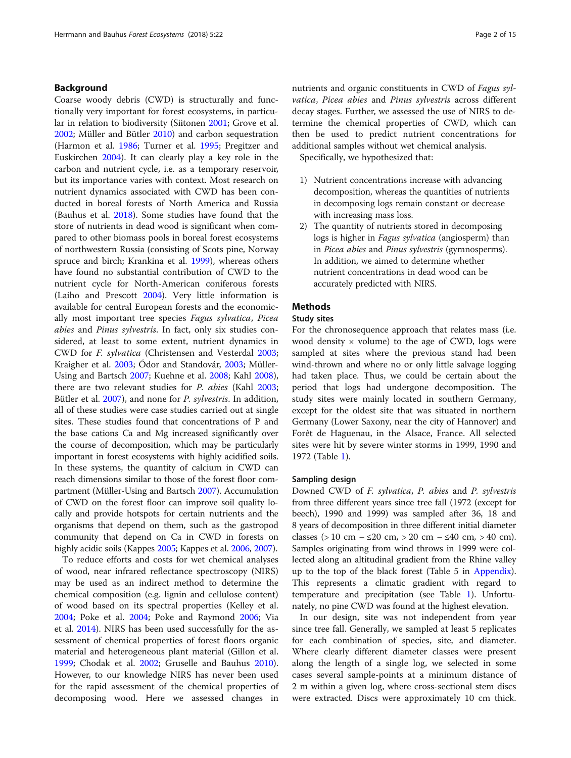## Background

Coarse woody debris (CWD) is structurally and functionally very important for forest ecosystems, in particular in relation to biodiversity (Siitonen 2001; Grove et al. 2002; Müller and Bütler 2010) and carbon sequestration (Harmon et al. 1986; Turner et al. 1995; Pregitzer and Euskirchen 2004). It can clearly play a key role in the carbon and nutrient cycle, i.e. as a temporary reservoir, but its importance varies with context. Most research on nutrient dynamics associated with CWD has been conducted in boreal forests of North America and Russia (Bauhus et al. 2018). Some studies have found that the store of nutrients in dead wood is significant when compared to other biomass pools in boreal forest ecosystems of northwestern Russia (consisting of Scots pine, Norway spruce and birch; Krankina et al. 1999), whereas others have found no substantial contribution of CWD to the nutrient cycle for North-American coniferous forests (Laiho and Prescott 2004). Very little information is available for central European forests and the economically most important tree species *Fagus sylvatica*, *Picea abies* and *Pinus sylvestris*. In fact, only six studies considered, at least to some extent, nutrient dynamics in CWD for *F. sylvatica* (Christensen and Vesterdal 2003; Kraigher et al. 2003; Ódor and Standovár, 2003; Müller-Using and Bartsch 2007; Kuehne et al. 2008; Kahl 2008), there are two relevant studies for *P. abies* (Kahl 2003; Bütler et al. 2007), and none for *P. sylvestris*. In addition, all of these studies were case studies carried out at single sites. These studies found that concentrations of P and the base cations Ca and Mg increased significantly over the course of decomposition, which may be particularly important in forest ecosystems with highly acidified soils. In these systems, the quantity of calcium in CWD can reach dimensions similar to those of the forest floor compartment (Müller-Using and Bartsch 2007). Accumulation of CWD on the forest floor can improve soil quality locally and provide hotspots for certain nutrients and the organisms that depend on them, such as the gastropod community that depend on Ca in CWD in forests on highly acidic soils (Kappes 2005; Kappes et al. 2006, 2007).

To reduce efforts and costs for wet chemical analyses of wood, near infrared reflectance spectroscopy (NIRS) may be used as an indirect method to determine the chemical composition (e.g. lignin and cellulose content) of wood based on its spectral properties (Kelley et al. 2004; Poke et al. 2004; Poke and Raymond 2006; Via et al. 2014). NIRS has been used successfully for the assessment of chemical properties of forest floors organic material and heterogeneous plant material (Gillon et al. 1999; Chodak et al. 2002; Gruselle and Bauhus 2010). However, to our knowledge NIRS has never been used for the rapid assessment of the chemical properties of decomposing wood. Here we assessed changes in nutrients and organic constituents in CWD of *Fagus sylvatica*, *Picea abies* and *Pinus sylvestris* across different decay stages. Further, we assessed the use of NIRS to determine the chemical properties of CWD, which can then be used to predict nutrient concentrations for additional samples without wet chemical analysis.

Specifically, we hypothesized that:

1) Nutrient concentrations increase with advancing decomposition, whereas the quantities of nutrients in decomposing logs remain constant or decrease with increasing mass loss.
2) The quantity of nutrients stored in decomposing logs is higher in *Fagus sylvatica* (angiosperm) than in *Picea abies* and *Pinus sylvestris* (gymnosperms). In addition, we aimed to determine whether nutrient concentrations in dead wood can be accurately predicted with NIRS.

## Methods

### Study sites

For the chronosequence approach that relates mass (i.e. wood density × volume) to the age of CWD, logs were sampled at sites where the previous stand had been wind-thrown and where no or only little salvage logging had taken place. Thus, we could be certain about the period that logs had undergone decomposition. The study sites were mainly located in southern Germany, except for the oldest site that was situated in northern Germany (Lower Saxony, near the city of Hannover) and Forêt de Haguenau, in the Alsace, France. All selected sites were hit by severe winter storms in 1999, 1990 and 1972 (Table 1).

### Sampling design

Downed CWD of *F. sylvatica*, *P. abies* and *P. sylvestris* from three different years since tree fall (1972 (except for beech), 1990 and 1999) was sampled after 36, 18 and 8 years of decomposition in three different initial diameter classes (> 10 cm – ≤20 cm, > 20 cm – ≤40 cm, > 40 cm). Samples originating from wind throws in 1999 were collected along an altitudinal gradient from the Rhine valley up to the top of the black forest (Table 5 in Appendix). This represents a climatic gradient with regard to temperature and precipitation (see Table 1). Unfortunately, no pine CWD was found at the highest elevation.

In our design, site was not independent from year since tree fall. Generally, we sampled at least 5 replicates for each combination of species, site, and diameter. Where clearly different diameter classes were present along the length of a single log, we selected in some cases several sample-points at a minimum distance of 2 m within a given log, where cross-sectional stem discs were extracted. Discs were approximately 10 cm thick.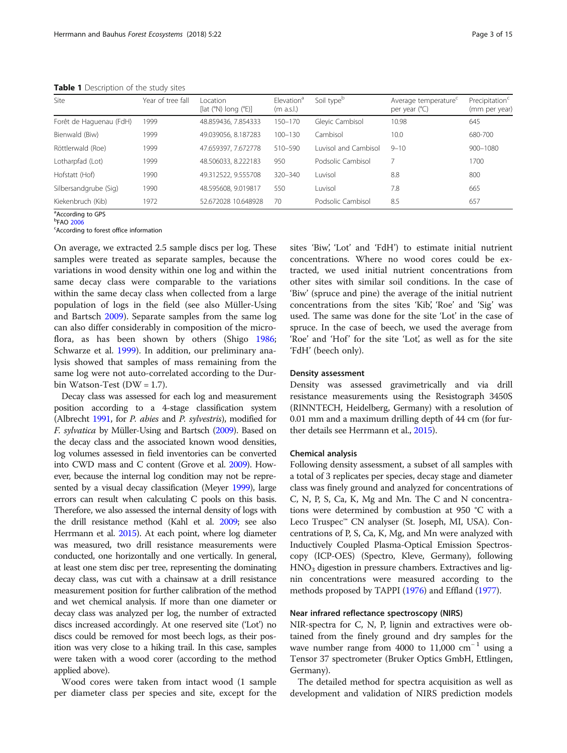**Table 1** Description of the study sites

| Site | Year of tree fall | Location [lat (°N) long (°E)] | Elevation[a] (m a.s.l.) | Soil type[b] | Average temperature[c] per year (°C) | Precipitation[c] (mm per year) |
|---|---|---|---|---|---|---|
| Forêt de Haguenau (FdH) | 1999 | 48.859436, 7.854333 | 150–170 | Gleyic Cambisol | 10.98 | 645 |
| Bienwald (Biw) | 1999 | 49.039056, 8.187283 | 100–130 | Cambisol | 10.0 | 680-700 |
| Röttlerwald (Roe) | 1999 | 47.659397, 7.672778 | 510–590 | Luvisol and Cambisol | 9–10 | 900–1080 |
| Lotharpfad (Lot) | 1999 | 48.506033, 8.222183 | 950 | Podsolic Cambisol | 7 | 1700 |
| Hofstatt (Hof) | 1990 | 49.312522, 9.555708 | 320–340 | Luvisol | 8.8 | 800 |
| Silbersandgrube (Sig) | 1990 | 48.595608, 9.019817 | 550 | Luvisol | 7.8 | 665 |
| Kiekenbruch (Kib) | 1972 | 52.672028 10.648928 | 70 | Podsolic Cambisol | 8.5 | 657 |

[a]According to GPS
[b]FAO 2006
[c]According to forest office information

On average, we extracted 2.5 sample discs per log. These samples were treated as separate samples, because the variations in wood density within one log and within the same decay class were comparable to the variations within the same decay class when collected from a large population of logs in the field (see also Müller-Using and Bartsch 2009). Separate samples from the same log can also differ considerably in composition of the microflora, as has been shown by others (Shigo 1986; Schwarze et al. 1999). In addition, our preliminary analysis showed that samples of mass remaining from the same log were not auto-correlated according to the Durbin Watson-Test (DW = 1.7).

Decay class was assessed for each log and measurement position according to a 4-stage classification system (Albrecht 1991, for *P. abies* and *P. sylvestris*), modified for *F. sylvatica* by Müller-Using and Bartsch (2009). Based on the decay class and the associated known wood densities, log volumes assessed in field inventories can be converted into CWD mass and C content (Grove et al. 2009). However, because the internal log condition may not be represented by a visual decay classification (Meyer 1999), large errors can result when calculating C pools on this basis. Therefore, we also assessed the internal density of logs with the drill resistance method (Kahl et al. 2009; see also Herrmann et al. 2015). At each point, where log diameter was measured, two drill resistance measurements were conducted, one horizontally and one vertically. In general, at least one stem disc per tree, representing the dominating decay class, was cut with a chainsaw at a drill resistance measurement position for further calibration of the method and wet chemical analysis. If more than one diameter or decay class was analyzed per log, the number of extracted discs increased accordingly. At one reserved site ('Lot') no discs could be removed for most beech logs, as their position was very close to a hiking trail. In this case, samples were taken with a wood corer (according to the method applied above).

Wood cores were taken from intact wood (1 sample per diameter class per species and site, except for the sites 'Biw', 'Lot' and 'FdH') to estimate initial nutrient concentrations. Where no wood cores could be extracted, we used initial nutrient concentrations from other sites with similar soil conditions. In the case of 'Biw' (spruce and pine) the average of the initial nutrient concentrations from the sites 'Kib', 'Roe' and 'Sig' was used. The same was done for the site 'Lot' in the case of spruce. In the case of beech, we used the average from 'Roe' and 'Hof' for the site 'Lot', as well as for the site 'FdH' (beech only).

### Density assessment

Density was assessed gravimetrically and via drill resistance measurements using the Resistograph 3450S (RINNTECH, Heidelberg, Germany) with a resolution of 0.01 mm and a maximum drilling depth of 44 cm (for further details see Herrmann et al., 2015).

### Chemical analysis

Following density assessment, a subset of all samples with a total of 3 replicates per species, decay stage and diameter class was finely ground and analyzed for concentrations of C, N, P, S, Ca, K, Mg and Mn. The C and N concentrations were determined by combustion at 950 °C with a Leco Truspec™ CN analyser (St. Joseph, MI, USA). Concentrations of P, S, Ca, K, Mg, and Mn were analyzed with Inductively Coupled Plasma-Optical Emission Spectroscopy (ICP-OES) (Spectro, Kleve, Germany), following $HNO_3$ digestion in pressure chambers. Extractives and lignin concentrations were measured according to the methods proposed by TAPPI (1976) and Effland (1977).

### Near infrared reflectance spectroscopy (NIRS)

NIR-spectra for C, N, P, lignin and extractives were obtained from the finely ground and dry samples for the wave number range from 4000 to 11,000 $cm^{-1}$ using a Tensor 37 spectrometer (Bruker Optics GmbH, Ettlingen, Germany).

The detailed method for spectra acquisition as well as development and validation of NIRS prediction models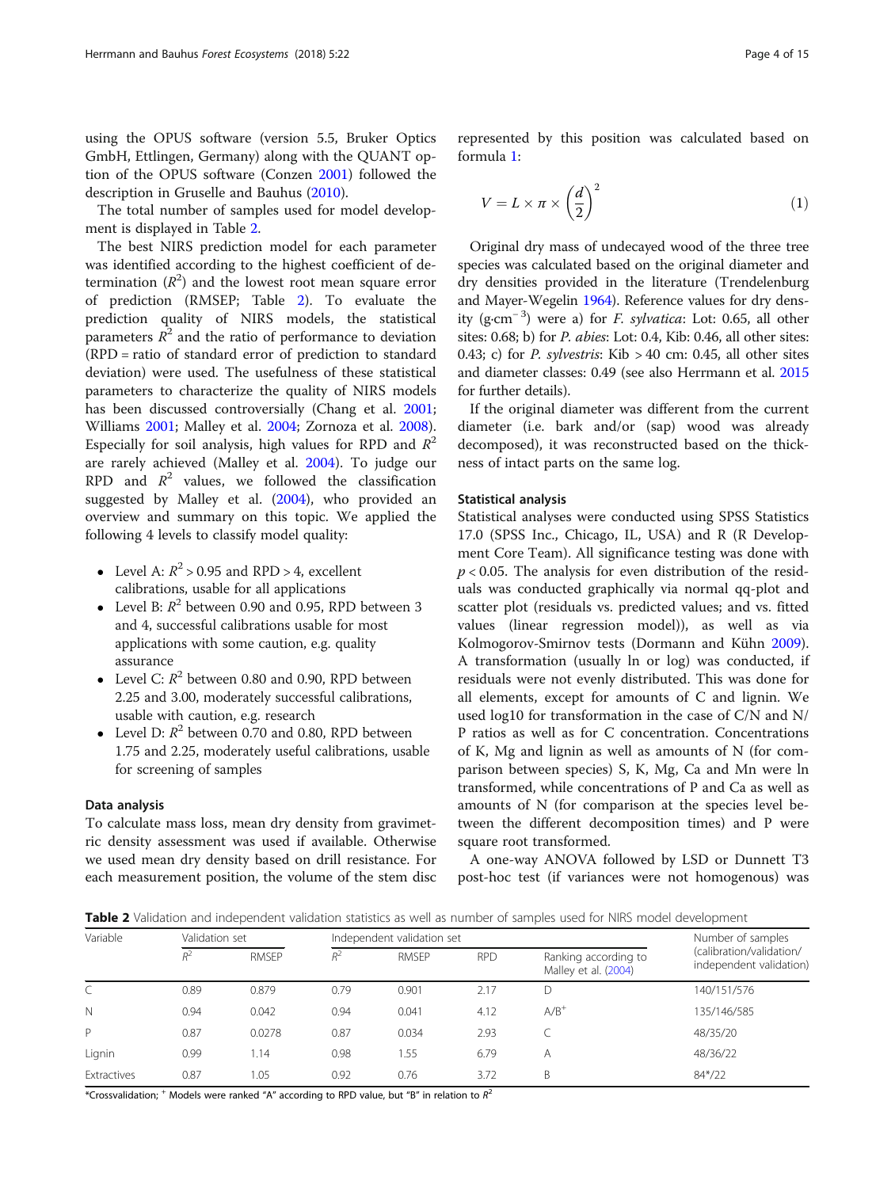using the OPUS software (version 5.5, Bruker Optics GmbH, Ettlingen, Germany) along with the QUANT option of the OPUS software (Conzen 2001) followed the description in Gruselle and Bauhus (2010).

The total number of samples used for model development is displayed in Table 2.

The best NIRS prediction model for each parameter was identified according to the highest coefficient of determination ($R^2$) and the lowest root mean square error of prediction (RMSEP; Table 2). To evaluate the prediction quality of NIRS models, the statistical parameters $R^2$ and the ratio of performance to deviation (RPD = ratio of standard error of prediction to standard deviation) were used. The usefulness of these statistical parameters to characterize the quality of NIRS models has been discussed controversially (Chang et al. 2001; Williams 2001; Malley et al. 2004; Zornoza et al. 2008). Especially for soil analysis, high values for RPD and $R^2$ are rarely achieved (Malley et al. 2004). To judge our RPD and $R^2$ values, we followed the classification suggested by Malley et al. (2004), who provided an overview and summary on this topic. We applied the following 4 levels to classify model quality:

- Level A: $R^2 > 0.95$ and RPD > 4, excellent calibrations, usable for all applications
- Level B: $R^2$ between 0.90 and 0.95, RPD between 3 and 4, successful calibrations usable for most applications with some caution, e.g. quality assurance
- Level C: $R^2$ between 0.80 and 0.90, RPD between 2.25 and 3.00, moderately successful calibrations, usable with caution, e.g. research
- Level D: $R^2$ between 0.70 and 0.80, RPD between 1.75 and 2.25, moderately useful calibrations, usable for screening of samples

### Data analysis

To calculate mass loss, mean dry density from gravimetric density assessment was used if available. Otherwise we used mean dry density based on drill resistance. For each measurement position, the volume of the stem disc represented by this position was calculated based on formula 1:

$$V = L \times \pi \times \left(\frac{d}{2}\right)^2 \tag{1}$$

Original dry mass of undecayed wood of the three tree species was calculated based on the original diameter and dry densities provided in the literature (Trendelenburg and Mayer-Wegelin 1964). Reference values for dry density (g·cm$^{-3}$) were a) for *F. sylvatica*: Lot: 0.65, all other sites: 0.68; b) for *P. abies*: Lot: 0.4, Kib: 0.46, all other sites: 0.43; c) for *P. sylvestris*: Kib > 40 cm: 0.45, all other sites and diameter classes: 0.49 (see also Herrmann et al. 2015 for further details).

If the original diameter was different from the current diameter (i.e. bark and/or (sap) wood was already decomposed), it was reconstructed based on the thickness of intact parts on the same log.

### Statistical analysis

Statistical analyses were conducted using SPSS Statistics 17.0 (SPSS Inc., Chicago, IL, USA) and R (R Development Core Team). All significance testing was done with $p < 0.05$. The analysis for even distribution of the residuals was conducted graphically via normal qq-plot and scatter plot (residuals vs. predicted values; and vs. fitted values (linear regression model)), as well as via Kolmogorov-Smirnov tests (Dormann and Kühn 2009). A transformation (usually ln or log) was conducted, if residuals were not evenly distributed. This was done for all elements, except for amounts of C and lignin. We used log10 for transformation in the case of C/N and N/P ratios as well as for C concentration. Concentrations of K, Mg and lignin as well as amounts of N (for comparison between species) S, K, Mg, Ca and Mn were ln transformed, while concentrations of P and Ca as well as amounts of N (for comparison at the species level between the different decomposition times) and P were square root transformed.

A one-way ANOVA followed by LSD or Dunnett T3 post-hoc test (if variances were not homogenous) was

**Table 2** Validation and independent validation statistics as well as number of samples used for NIRS model development

| Variable | Validation set | | Independent validation set | | | | Number of samples (calibration/validation/independent validation) |
|---|---|---|---|---|---|---|---|
| | $R^2$ | RMSEP | $R^2$ | RMSEP | RPD | Ranking according to Malley et al. (2004) | |
| C | 0.89 | 0.879 | 0.79 | 0.901 | 2.17 | D | 140/151/576 |
| N | 0.94 | 0.042 | 0.94 | 0.041 | 4.12 | A/B[+] | 135/146/585 |
| P | 0.87 | 0.0278 | 0.87 | 0.034 | 2.93 | C | 48/35/20 |
| Lignin | 0.99 | 1.14 | 0.98 | 1.55 | 6.79 | A | 48/36/22 |
| Extractives | 0.87 | 1.05 | 0.92 | 0.76 | 3.72 | B | 84*/22 |

*Crossvalidation; [+] Models were ranked "A" according to RPD value, but "B" in relation to $R^2$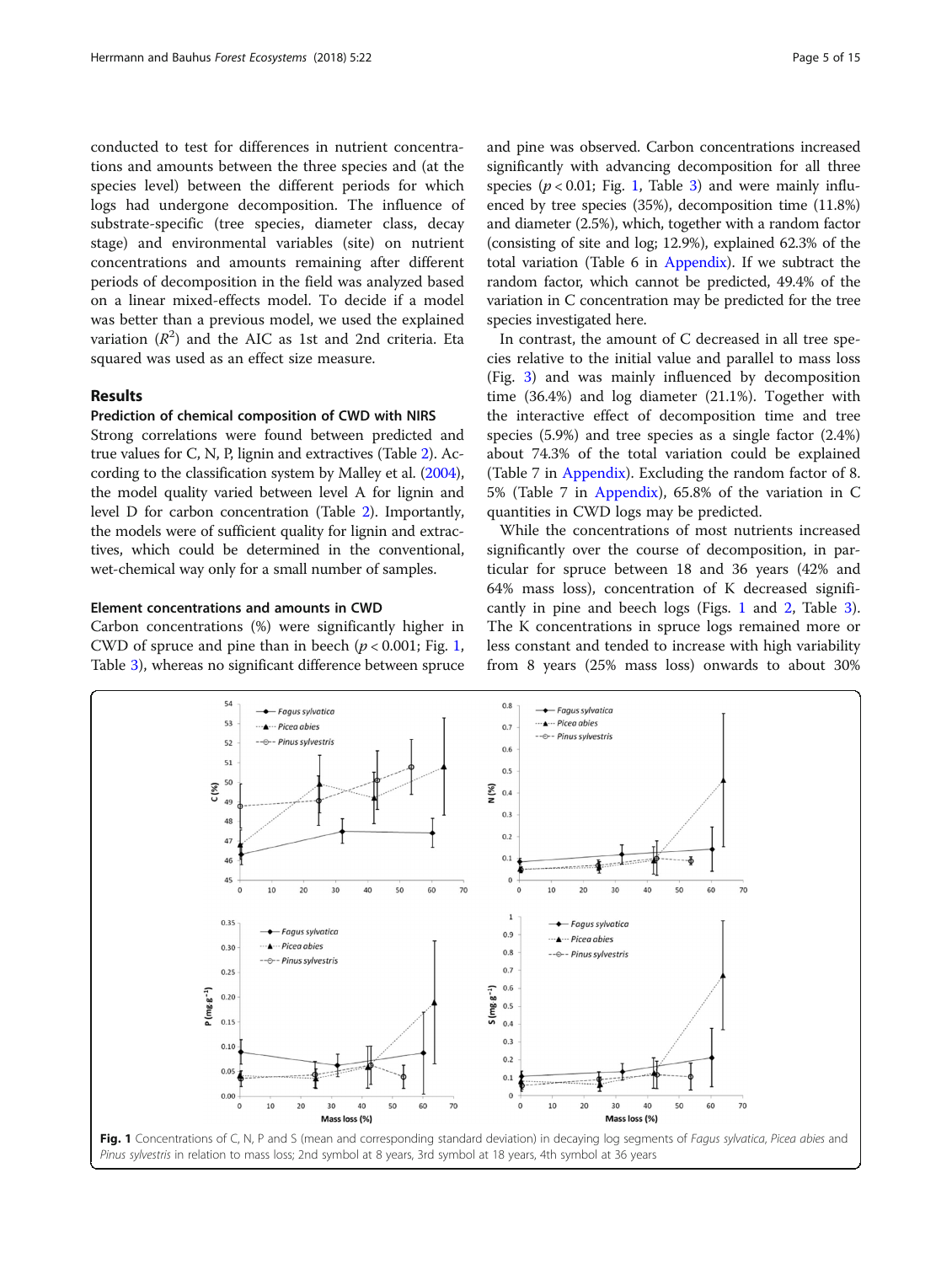conducted to test for differences in nutrient concentrations and amounts between the three species and (at the species level) between the different periods for which logs had undergone decomposition. The influence of substrate-specific (tree species, diameter class, decay stage) and environmental variables (site) on nutrient concentrations and amounts remaining after different periods of decomposition in the field was analyzed based on a linear mixed-effects model. To decide if a model was better than a previous model, we used the explained variation ($R^2$) and the AIC as 1st and 2nd criteria. Eta squared was used as an effect size measure.

## Results

### Prediction of chemical composition of CWD with NIRS

Strong correlations were found between predicted and true values for C, N, P, lignin and extractives (Table 2). According to the classification system by Malley et al. (2004), the model quality varied between level A for lignin and level D for carbon concentration (Table 2). Importantly, the models were of sufficient quality for lignin and extractives, which could be determined in the conventional, wet-chemical way only for a small number of samples.

### Element concentrations and amounts in CWD

Carbon concentrations (%) were significantly higher in CWD of spruce and pine than in beech ($p < 0.001$; Fig. 1, Table 3), whereas no significant difference between spruce and pine was observed. Carbon concentrations increased significantly with advancing decomposition for all three species ($p < 0.01$; Fig. 1, Table 3) and were mainly influenced by tree species (35%), decomposition time (11.8%) and diameter (2.5%), which, together with a random factor (consisting of site and log; 12.9%), explained 62.3% of the total variation (Table 6 in Appendix). If we subtract the random factor, which cannot be predicted, 49.4% of the variation in C concentration may be predicted for the tree species investigated here.

In contrast, the amount of C decreased in all tree species relative to the initial value and parallel to mass loss (Fig. 3) and was mainly influenced by decomposition time (36.4%) and log diameter (21.1%). Together with the interactive effect of decomposition time and tree species (5.9%) and tree species as a single factor (2.4%) about 74.3% of the total variation could be explained (Table 7 in Appendix). Excluding the random factor of 8.5% (Table 7 in Appendix), 65.8% of the variation in C quantities in CWD logs may be predicted.

While the concentrations of most nutrients increased significantly over the course of decomposition, in particular for spruce between 18 and 36 years (42% and 64% mass loss), concentration of K decreased significantly in pine and beech logs (Figs. 1 and 2, Table 3). The K concentrations in spruce logs remained more or less constant and tended to increase with high variability from 8 years (25% mass loss) onwards to about 30%

**Fig. 1** Concentrations of C, N, P and S (mean and corresponding standard deviation) in decaying log segments of *Fagus sylvatica*, *Picea abies* and *Pinus sylvestris* in relation to mass loss; 2nd symbol at 8 years, 3rd symbol at 18 years, 4th symbol at 36 years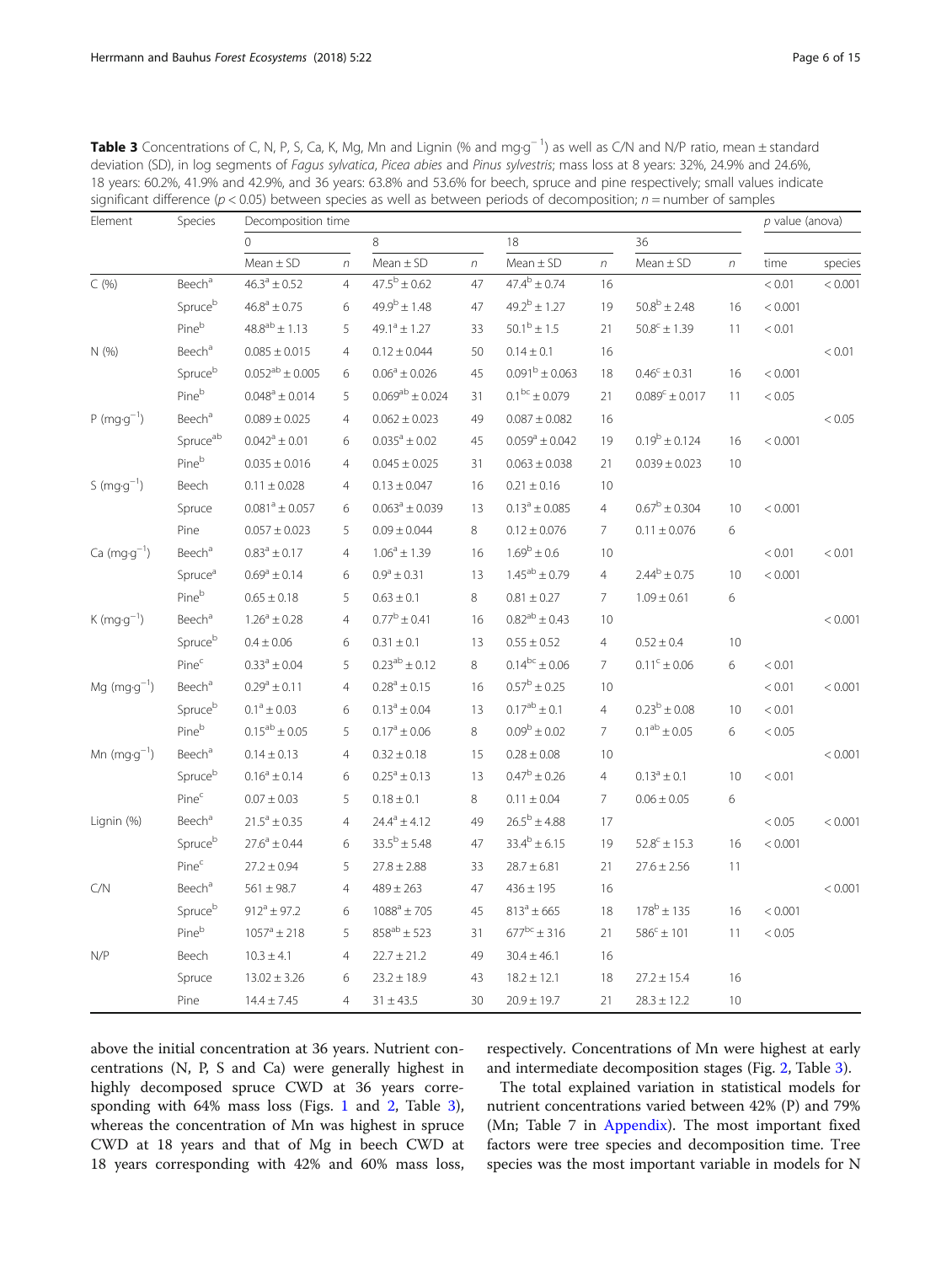**Table 3** Concentrations of C, N, P, S, Ca, K, Mg, Mn and Lignin (% and mg·g$^{-1}$) as well as C/N and N/P ratio, mean ± standard deviation (SD), in log segments of *Fagus sylvatica*, *Picea abies* and *Pinus sylvestris*; mass loss at 8 years: 32%, 24.9% and 24.6%, 18 years: 60.2%, 41.9% and 42.9%, and 36 years: 63.8% and 53.6% for beech, spruce and pine respectively; small values indicate significant difference ($p < 0.05$) between species as well as between periods of decomposition; $n$ = number of samples

| Element | Species | Decomposition time | | | | | | | | p value (anova) | |
|---|---|---|---|---|---|---|---|---|---|---|---|
| | | 0 | | 8 | | 18 | | 36 | | | |
| | | Mean ± SD | n | Mean ± SD | n | Mean ± SD | n | Mean ± SD | n | time | species |
| C (%) | Beech[a] | 46.3[a] ± 0.52 | 4 | 47.5[b] ± 0.62 | 47 | 47.4[b] ± 0.74 | 16 | | | < 0.01 | < 0.001 |
| | Spruce[b] | 46.8[a] ± 0.75 | 6 | 49.9[b] ± 1.48 | 47 | 49.2[b] ± 1.27 | 19 | 50.8[b] ± 2.48 | 16 | < 0.001 | |
| | Pine[b] | 48.8[ab] ± 1.13 | 5 | 49.1[a] ± 1.27 | 33 | 50.1[b] ± 1.5 | 21 | 50.8[c] ± 1.39 | 11 | < 0.01 | |
| N (%) | Beech[a] | 0.085 ± 0.015 | 4 | 0.12 ± 0.044 | 50 | 0.14 ± 0.1 | 16 | | | | < 0.01 |
| | Spruce[b] | 0.052[ab] ± 0.005 | 6 | 0.06[a] ± 0.026 | 45 | 0.091[b] ± 0.063 | 18 | 0.46[c] ± 0.31 | 16 | < 0.001 | |
| | Pine[b] | 0.048[a] ± 0.014 | 5 | 0.069[ab] ± 0.024 | 31 | 0.1[bc] ± 0.079 | 21 | 0.089[c] ± 0.017 | 11 | < 0.05 | |
| P (mg·g$^{-1}$) | Beech[a] | 0.089 ± 0.025 | 4 | 0.062 ± 0.023 | 49 | 0.087 ± 0.082 | 16 | | | | < 0.05 |
| | Spruce[ab] | 0.042[a] ± 0.01 | 6 | 0.035[a] ± 0.02 | 45 | 0.059[a] ± 0.042 | 19 | 0.19[b] ± 0.124 | 16 | < 0.001 | |
| | Pine[b] | 0.035 ± 0.016 | 4 | 0.045 ± 0.025 | 31 | 0.063 ± 0.038 | 21 | 0.039 ± 0.023 | 10 | | |
| S (mg·g$^{-1}$) | Beech | 0.11 ± 0.028 | 4 | 0.13 ± 0.047 | 16 | 0.21 ± 0.16 | 10 | | | | |
| | Spruce | 0.081[a] ± 0.057 | 6 | 0.063[a] ± 0.039 | 13 | 0.13[a] ± 0.085 | 4 | 0.67[b] ± 0.304 | 10 | < 0.001 | |
| | Pine | 0.057 ± 0.023 | 5 | 0.09 ± 0.044 | 8 | 0.12 ± 0.076 | 7 | 0.11 ± 0.076 | 6 | | |
| Ca (mg·g$^{-1}$) | Beech[a] | 0.83[a] ± 0.17 | 4 | 1.06[a] ± 1.39 | 16 | 1.69[b] ± 0.6 | 10 | | | < 0.01 | < 0.01 |
| | Spruce[a] | 0.69[a] ± 0.14 | 6 | 0.9[a] ± 0.31 | 13 | 1.45[ab] ± 0.79 | 4 | 2.44[b] ± 0.75 | 10 | < 0.001 | |
| | Pine[b] | 0.65 ± 0.18 | 5 | 0.63 ± 0.1 | 8 | 0.81 ± 0.27 | 7 | 1.09 ± 0.61 | 6 | | |
| K (mg·g$^{-1}$) | Beech[a] | 1.26[a] ± 0.28 | 4 | 0.77[b] ± 0.41 | 16 | 0.82[ab] ± 0.43 | 10 | | | | < 0.001 |
| | Spruce[b] | 0.4 ± 0.06 | 6 | 0.31 ± 0.1 | 13 | 0.55 ± 0.52 | 4 | 0.52 ± 0.4 | 10 | | |
| | Pine[c] | 0.33[a] ± 0.04 | 5 | 0.23[ab] ± 0.12 | 8 | 0.14[bc] ± 0.06 | 7 | 0.11[c] ± 0.06 | 6 | < 0.01 | |
| Mg (mg·g$^{-1}$) | Beech[a] | 0.29[a] ± 0.11 | 4 | 0.28[a] ± 0.15 | 16 | 0.57[b] ± 0.25 | 10 | | | < 0.01 | < 0.001 |
| | Spruce[b] | 0.1[a] ± 0.03 | 6 | 0.13[a] ± 0.04 | 13 | 0.17[ab] ± 0.1 | 4 | 0.23[b] ± 0.08 | 10 | < 0.01 | |
| | Pine[b] | 0.15[ab] ± 0.05 | 5 | 0.17[a] ± 0.06 | 8 | 0.09[b] ± 0.02 | 7 | 0.1[ab] ± 0.05 | 6 | < 0.05 | |
| Mn (mg·g$^{-1}$) | Beech[a] | 0.14 ± 0.13 | 4 | 0.32 ± 0.18 | 15 | 0.28 ± 0.08 | 10 | | | | < 0.001 |
| | Spruce[b] | 0.16[a] ± 0.14 | 6 | 0.25[a] ± 0.13 | 13 | 0.47[b] ± 0.26 | 4 | 0.13[a] ± 0.1 | 10 | < 0.01 | |
| | Pine[c] | 0.07 ± 0.03 | 5 | 0.18 ± 0.1 | 8 | 0.11 ± 0.04 | 7 | 0.06 ± 0.05 | 6 | | |
| Lignin (%) | Beech[a] | 21.5[a] ± 0.35 | 4 | 24.4[a] ± 4.12 | 49 | 26.5[b] ± 4.88 | 17 | | | < 0.05 | < 0.001 |
| | Spruce[b] | 27.6[a] ± 0.44 | 6 | 33.5[b] ± 5.48 | 47 | 33.4[b] ± 6.15 | 19 | 52.8[c] ± 15.3 | 16 | < 0.001 | |
| | Pine[c] | 27.2 ± 0.94 | 5 | 27.8 ± 2.88 | 33 | 28.7 ± 6.81 | 21 | 27.6 ± 2.56 | 11 | | |
| C/N | Beech[a] | 561 ± 98.7 | 4 | 489 ± 263 | 47 | 436 ± 195 | 16 | | | | < 0.001 |
| | Spruce[b] | 912[a] ± 97.2 | 6 | 1088[a] ± 705 | 45 | 813[a] ± 665 | 18 | 178[b] ± 135 | 16 | < 0.001 | |
| | Pine[b] | 1057[a] ± 218 | 5 | 858[ab] ± 523 | 31 | 677[bc] ± 316 | 21 | 586[c] ± 101 | 11 | < 0.05 | |
| N/P | Beech | 10.3 ± 4.1 | 4 | 22.7 ± 21.2 | 49 | 30.4 ± 46.1 | 16 | | | | |
| | Spruce | 13.02 ± 3.26 | 6 | 23.2 ± 18.9 | 43 | 18.2 ± 12.1 | 18 | 27.2 ± 15.4 | 16 | | |
| | Pine | 14.4 ± 7.45 | 4 | 31 ± 43.5 | 30 | 20.9 ± 19.7 | 21 | 28.3 ± 12.2 | 10 | | |

above the initial concentration at 36 years. Nutrient concentrations (N, P, S and Ca) were generally highest in highly decomposed spruce CWD at 36 years corresponding with 64% mass loss (Figs. 1 and 2, Table 3), whereas the concentration of Mn was highest in spruce CWD at 18 years and that of Mg in beech CWD at 18 years corresponding with 42% and 60% mass loss, respectively. Concentrations of Mn were highest at early and intermediate decomposition stages (Fig. 2, Table 3).

The total explained variation in statistical models for nutrient concentrations varied between 42% (P) and 79% (Mn; Table 7 in Appendix). The most important fixed factors were tree species and decomposition time. Tree species was the most important variable in models for N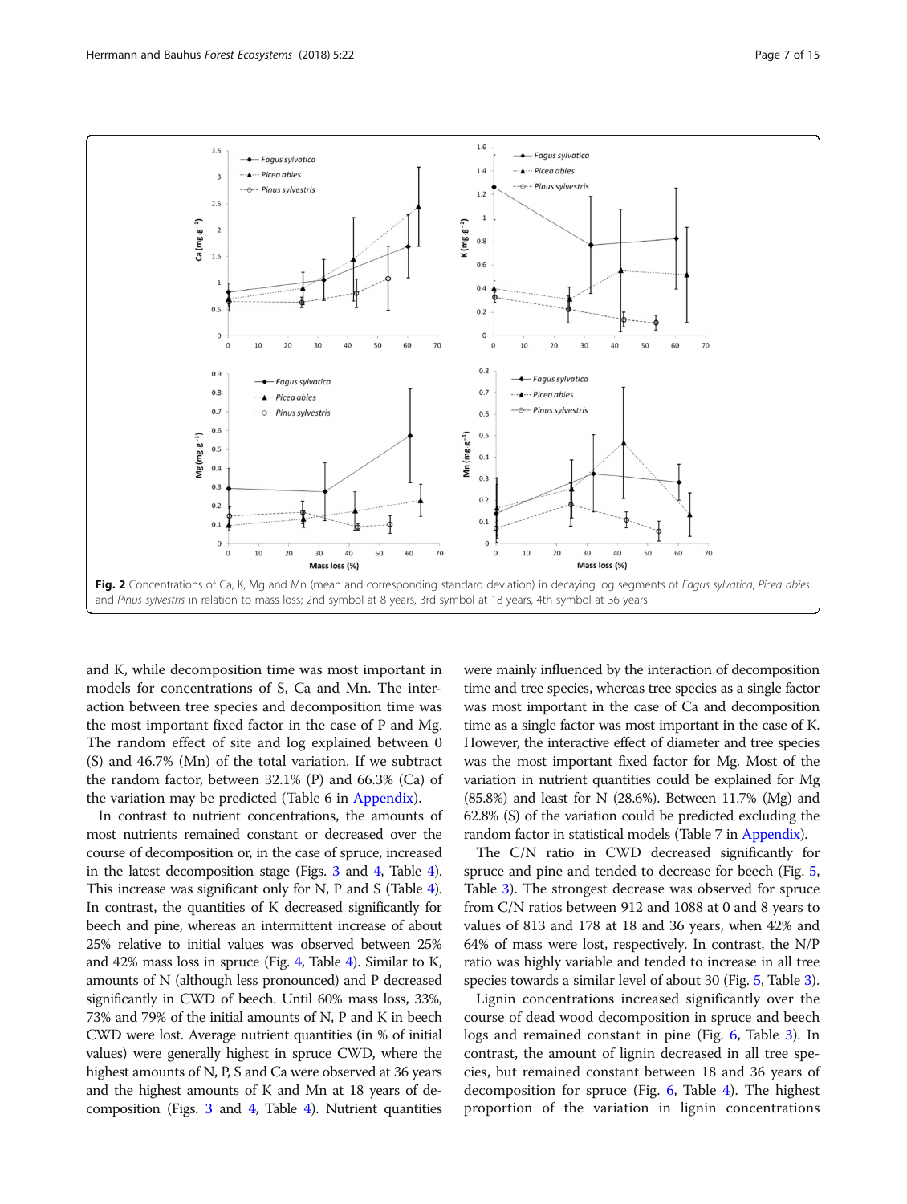**Fig. 2** Concentrations of Ca, K, Mg and Mn (mean and corresponding standard deviation) in decaying log segments of *Fagus sylvatica*, *Picea abies* and *Pinus sylvestris* in relation to mass loss; 2nd symbol at 8 years, 3rd symbol at 18 years, 4th symbol at 36 years

and K, while decomposition time was most important in models for concentrations of S, Ca and Mn. The interaction between tree species and decomposition time was the most important fixed factor in the case of P and Mg. The random effect of site and log explained between 0 (S) and 46.7% (Mn) of the total variation. If we subtract the random factor, between 32.1% (P) and 66.3% (Ca) of the variation may be predicted (Table 6 in Appendix).

In contrast to nutrient concentrations, the amounts of most nutrients remained constant or decreased over the course of decomposition or, in the case of spruce, increased in the latest decomposition stage (Figs. 3 and 4, Table 4). This increase was significant only for N, P and S (Table 4). In contrast, the quantities of K decreased significantly for beech and pine, whereas an intermittent increase of about 25% relative to initial values was observed between 25% and 42% mass loss in spruce (Fig. 4, Table 4). Similar to K, amounts of N (although less pronounced) and P decreased significantly in CWD of beech. Until 60% mass loss, 33%, 73% and 79% of the initial amounts of N, P and K in beech CWD were lost. Average nutrient quantities (in % of initial values) were generally highest in spruce CWD, where the highest amounts of N, P, S and Ca were observed at 36 years and the highest amounts of K and Mn at 18 years of decomposition (Figs. 3 and 4, Table 4). Nutrient quantities were mainly influenced by the interaction of decomposition time and tree species, whereas tree species as a single factor was most important in the case of Ca and decomposition time as a single factor was most important in the case of K. However, the interactive effect of diameter and tree species was the most important fixed factor for Mg. Most of the variation in nutrient quantities could be explained for Mg (85.8%) and least for N (28.6%). Between 11.7% (Mg) and 62.8% (S) of the variation could be predicted excluding the random factor in statistical models (Table 7 in Appendix).

The C/N ratio in CWD decreased significantly for spruce and pine and tended to decrease for beech (Fig. 5, Table 3). The strongest decrease was observed for spruce from C/N ratios between 912 and 1088 at 0 and 8 years to values of 813 and 178 at 18 and 36 years, when 42% and 64% of mass were lost, respectively. In contrast, the N/P ratio was highly variable and tended to increase in all tree species towards a similar level of about 30 (Fig. 5, Table 3).

Lignin concentrations increased significantly over the course of dead wood decomposition in spruce and beech logs and remained constant in pine (Fig. 6, Table 3). In contrast, the amount of lignin decreased in all tree species, but remained constant between 18 and 36 years of decomposition for spruce (Fig. 6, Table 4). The highest proportion of the variation in lignin concentrations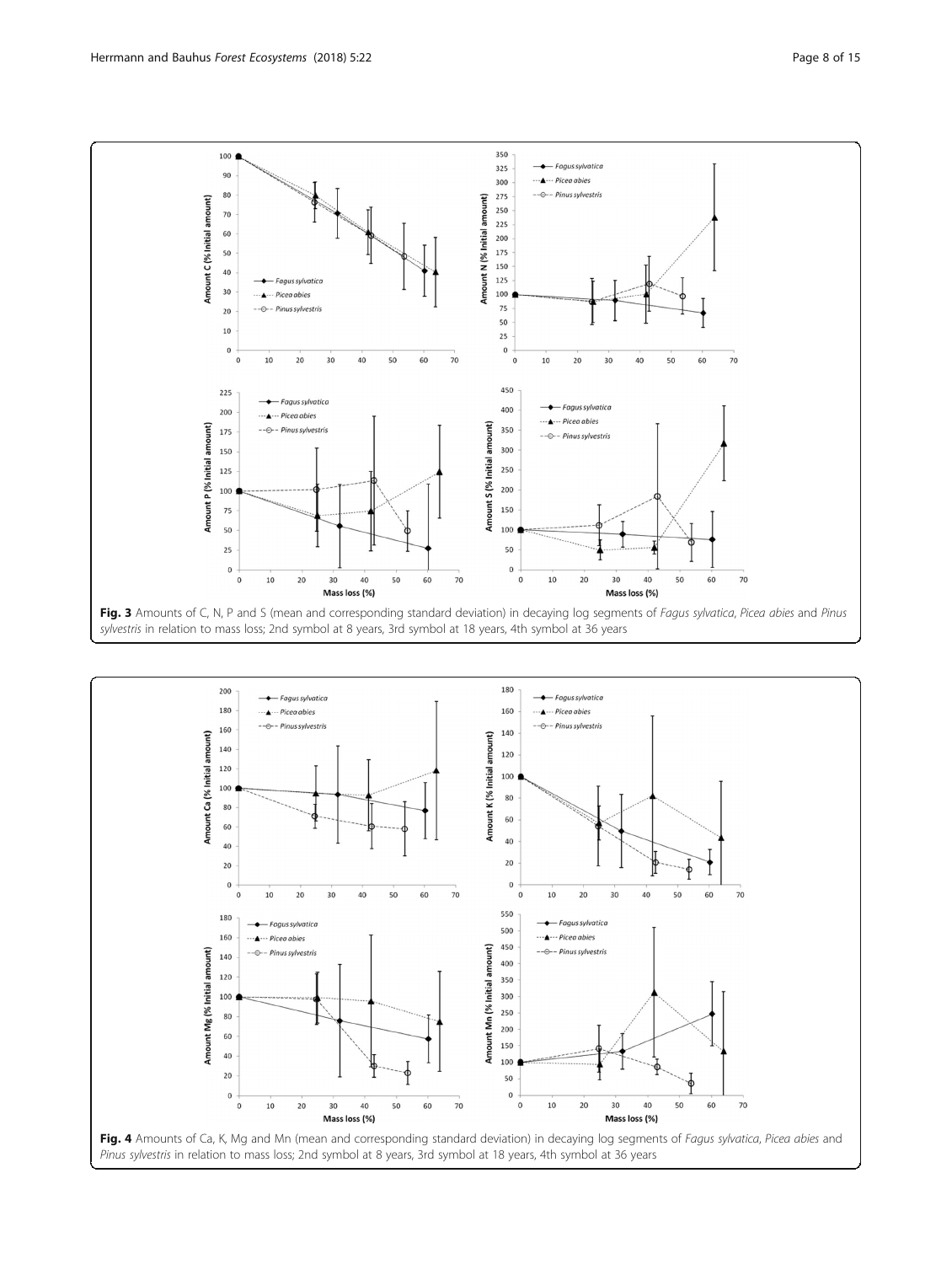**Fig. 3** Amounts of C, N, P and S (mean and corresponding standard deviation) in decaying log segments of *Fagus sylvatica*, *Picea abies* and *Pinus sylvestris* in relation to mass loss; 2nd symbol at 8 years, 3rd symbol at 18 years, 4th symbol at 36 years

**Fig. 4** Amounts of Ca, K, Mg and Mn (mean and corresponding standard deviation) in decaying log segments of *Fagus sylvatica*, *Picea abies* and *Pinus sylvestris* in relation to mass loss; 2nd symbol at 8 years, 3rd symbol at 18 years, 4th symbol at 36 years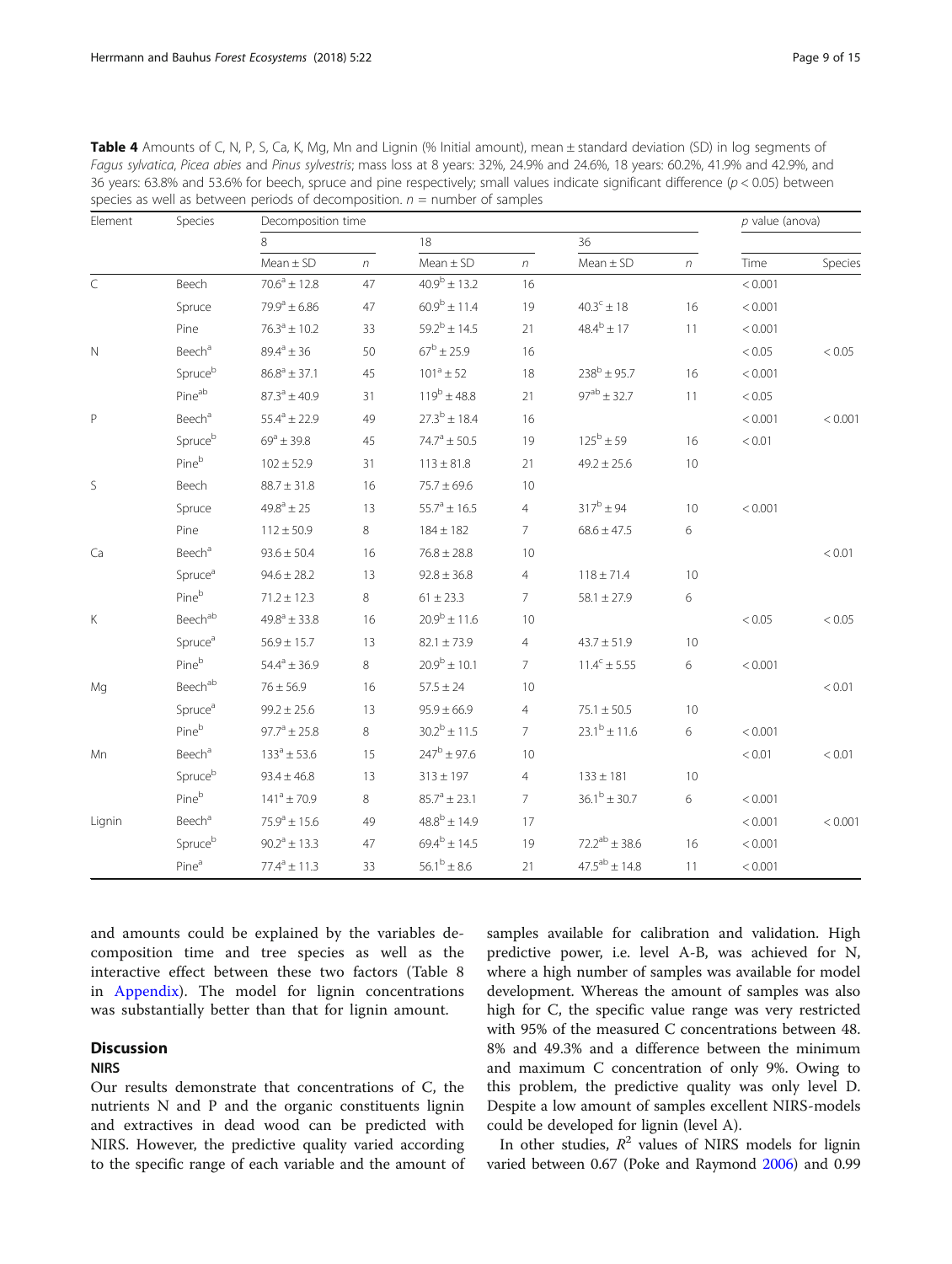**Table 4** Amounts of C, N, P, S, Ca, K, Mg, Mn and Lignin (% Initial amount), mean ± standard deviation (SD) in log segments of *Fagus sylvatica*, *Picea abies* and *Pinus sylvestris*; mass loss at 8 years: 32%, 24.9% and 24.6%, 18 years: 60.2%, 41.9% and 42.9%, and 36 years: 63.8% and 53.6% for beech, spruce and pine respectively; small values indicate significant difference ($p < 0.05$) between species as well as between periods of decomposition. $n$ = number of samples

| Element | Species | Decomposition time | | | | | | p value (anova) | |
|---|---|---|---|---|---|---|---|---|---|
| | | 8 | | 18 | | 36 | | | |
| | | Mean ± SD | n | Mean ± SD | n | Mean ± SD | n | Time | Species |
| C | Beech | 70.6[a] ± 12.8 | 47 | 40.9[b] ± 13.2 | 16 | | | < 0.001 | |
| | Spruce | 79.9[a] ± 6.86 | 47 | 60.9[b] ± 11.4 | 19 | 40.3[c] ± 18 | 16 | < 0.001 | |
| | Pine | 76.3[a] ± 10.2 | 33 | 59.2[b] ± 14.5 | 21 | 48.4[b] ± 17 | 11 | < 0.001 | |
| N | Beech[a] | 89.4[a] ± 36 | 50 | 67[b] ± 25.9 | 16 | | | < 0.05 | < 0.05 |
| | Spruce[b] | 86.8[a] ± 37.1 | 45 | 101[a] ± 52 | 18 | 238[b] ± 95.7 | 16 | < 0.001 | |
| | Pine[ab] | 87.3[a] ± 40.9 | 31 | 119[b] ± 48.8 | 21 | 97[ab] ± 32.7 | 11 | < 0.05 | |
| P | Beech[a] | 55.4[a] ± 22.9 | 49 | 27.3[b] ± 18.4 | 16 | | | < 0.001 | < 0.001 |
| | Spruce[b] | 69[a] ± 39.8 | 45 | 74.7[a] ± 50.5 | 19 | 125[b] ± 59 | 16 | < 0.01 | |
| | Pine[b] | 102 ± 52.9 | 31 | 113 ± 81.8 | 21 | 49.2 ± 25.6 | 10 | | |
| S | Beech | 88.7 ± 31.8 | 16 | 75.7 ± 69.6 | 10 | | | | |
| | Spruce | 49.8[a] ± 25 | 13 | 55.7[a] ± 16.5 | 4 | 317[b] ± 94 | 10 | < 0.001 | |
| | Pine | 112 ± 50.9 | 8 | 184 ± 182 | 7 | 68.6 ± 47.5 | 6 | | |
| Ca | Beech[a] | 93.6 ± 50.4 | 16 | 76.8 ± 28.8 | 10 | | | | < 0.01 |
| | Spruce[a] | 94.6 ± 28.2 | 13 | 92.8 ± 36.8 | 4 | 118 ± 71.4 | 10 | | |
| | Pine[b] | 71.2 ± 12.3 | 8 | 61 ± 23.3 | 7 | 58.1 ± 27.9 | 6 | | |
| K | Beech[ab] | 49.8[a] ± 33.8 | 16 | 20.9[b] ± 11.6 | 10 | | | < 0.05 | < 0.05 |
| | Spruce[a] | 56.9 ± 15.7 | 13 | 82.1 ± 73.9 | 4 | 43.7 ± 51.9 | 10 | | |
| | Pine[b] | 54.4[a] ± 36.9 | 8 | 20.9[b] ± 10.1 | 7 | 11.4[c] ± 5.55 | 6 | < 0.001 | |
| Mg | Beech[ab] | 76 ± 56.9 | 16 | 57.5 ± 24 | 10 | | | | < 0.01 |
| | Spruce[a] | 99.2 ± 25.6 | 13 | 95.9 ± 66.9 | 4 | 75.1 ± 50.5 | 10 | | |
| | Pine[b] | 97.7[a] ± 25.8 | 8 | 30.2[b] ± 11.5 | 7 | 23.1[b] ± 11.6 | 6 | < 0.001 | |
| Mn | Beech[a] | 133[a] ± 53.6 | 15 | 247[b] ± 97.6 | 10 | | | < 0.01 | < 0.01 |
| | Spruce[b] | 93.4 ± 46.8 | 13 | 313 ± 197 | 4 | 133 ± 181 | 10 | | |
| | Pine[b] | 141[a] ± 70.9 | 8 | 85.7[a] ± 23.1 | 7 | 36.1[b] ± 30.7 | 6 | < 0.001 | |
| Lignin | Beech[a] | 75.9[a] ± 15.6 | 49 | 48.8[b] ± 14.9 | 17 | | | < 0.001 | < 0.001 |
| | Spruce[b] | 90.2[a] ± 13.3 | 47 | 69.4[b] ± 14.5 | 19 | 72.2[ab] ± 38.6 | 16 | < 0.001 | |
| | Pine[a] | 77.4[a] ± 11.3 | 33 | 56.1[b] ± 8.6 | 21 | 47.5[ab] ± 14.8 | 11 | < 0.001 | |

and amounts could be explained by the variables decomposition time and tree species as well as the interactive effect between these two factors (Table 8 in Appendix). The model for lignin concentrations was substantially better than that for lignin amount.

## Discussion

### NIRS

Our results demonstrate that concentrations of C, the nutrients N and P and the organic constituents lignin and extractives in dead wood can be predicted with NIRS. However, the predictive quality varied according to the specific range of each variable and the amount of samples available for calibration and validation. High predictive power, i.e. level A-B, was achieved for N, where a high number of samples was available for model development. Whereas the amount of samples was also high for C, the specific value range was very restricted with 95% of the measured C concentrations between 48.8% and 49.3% and a difference between the minimum and maximum C concentration of only 9%. Owing to this problem, the predictive quality was only level D. Despite a low amount of samples excellent NIRS-models could be developed for lignin (level A).

In other studies, $R^2$ values of NIRS models for lignin varied between 0.67 (Poke and Raymond 2006) and 0.99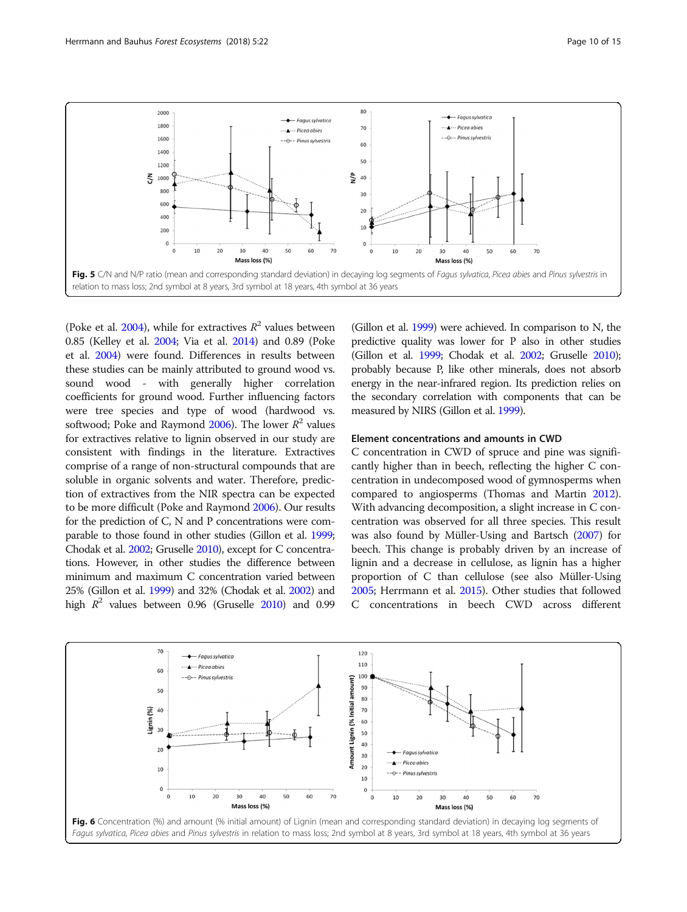Fig. 5 C/N and N/P ratio (mean and corresponding standard deviation) in decaying log segments of *Fagus sylvatica*, *Picea abies* and *Pinus sylvestris* in relation to mass loss; 2nd symbol at 8 years, 3rd symbol at 18 years, 4th symbol at 36 years

(Poke et al. 2004), while for extractives $R^2$ values between 0.85 (Kelley et al. 2004; Via et al. 2014) and 0.89 (Poke et al. 2004) were found. Differences in results between these studies can be mainly attributed to ground wood vs. sound wood - with generally higher correlation coefficients for ground wood. Further influencing factors were tree species and type of wood (hardwood vs. softwood; Poke and Raymond 2006). The lower $R^2$ values for extractives relative to lignin observed in our study are consistent with findings in the literature. Extractives comprise of a range of non-structural compounds that are soluble in organic solvents and water. Therefore, prediction of extractives from the NIR spectra can be expected to be more difficult (Poke and Raymond 2006). Our results for the prediction of C, N and P concentrations were comparable to those found in other studies (Gillon et al. 1999; Chodak et al. 2002; Gruselle 2010), except for C concentrations. However, in other studies the difference between minimum and maximum C concentration varied between 25% (Gillon et al. 1999) and 32% (Chodak et al. 2002) and high $R^2$ values between 0.96 (Gruselle 2010) and 0.99 (Gillon et al. 1999) were achieved. In comparison to N, the predictive quality was lower for P also in other studies (Gillon et al. 1999; Chodak et al. 2002; Gruselle 2010); probably because P, like other minerals, does not absorb energy in the near-infrared region. Its prediction relies on the secondary correlation with components that can be measured by NIRS (Gillon et al. 1999).

### Element concentrations and amounts in CWD

C concentration in CWD of spruce and pine was significantly higher than in beech, reflecting the higher C concentration in undecomposed wood of gymnosperms when compared to angiosperms (Thomas and Martin 2012). With advancing decomposition, a slight increase in C concentration was observed for all three species. This result was also found by Müller-Using and Bartsch (2007) for beech. This change is probably driven by an increase of lignin and a decrease in cellulose, as lignin has a higher proportion of C than cellulose (see also Müller-Using 2005; Herrmann et al. 2015). Other studies that followed C concentrations in beech CWD across different

Fig. 6 Concentration (%) and amount (% initial amount) of Lignin (mean and corresponding standard deviation) in decaying log segments of *Fagus sylvatica*, *Picea abies* and *Pinus sylvestris* in relation to mass loss; 2nd symbol at 8 years, 3rd symbol at 18 years, 4th symbol at 36 years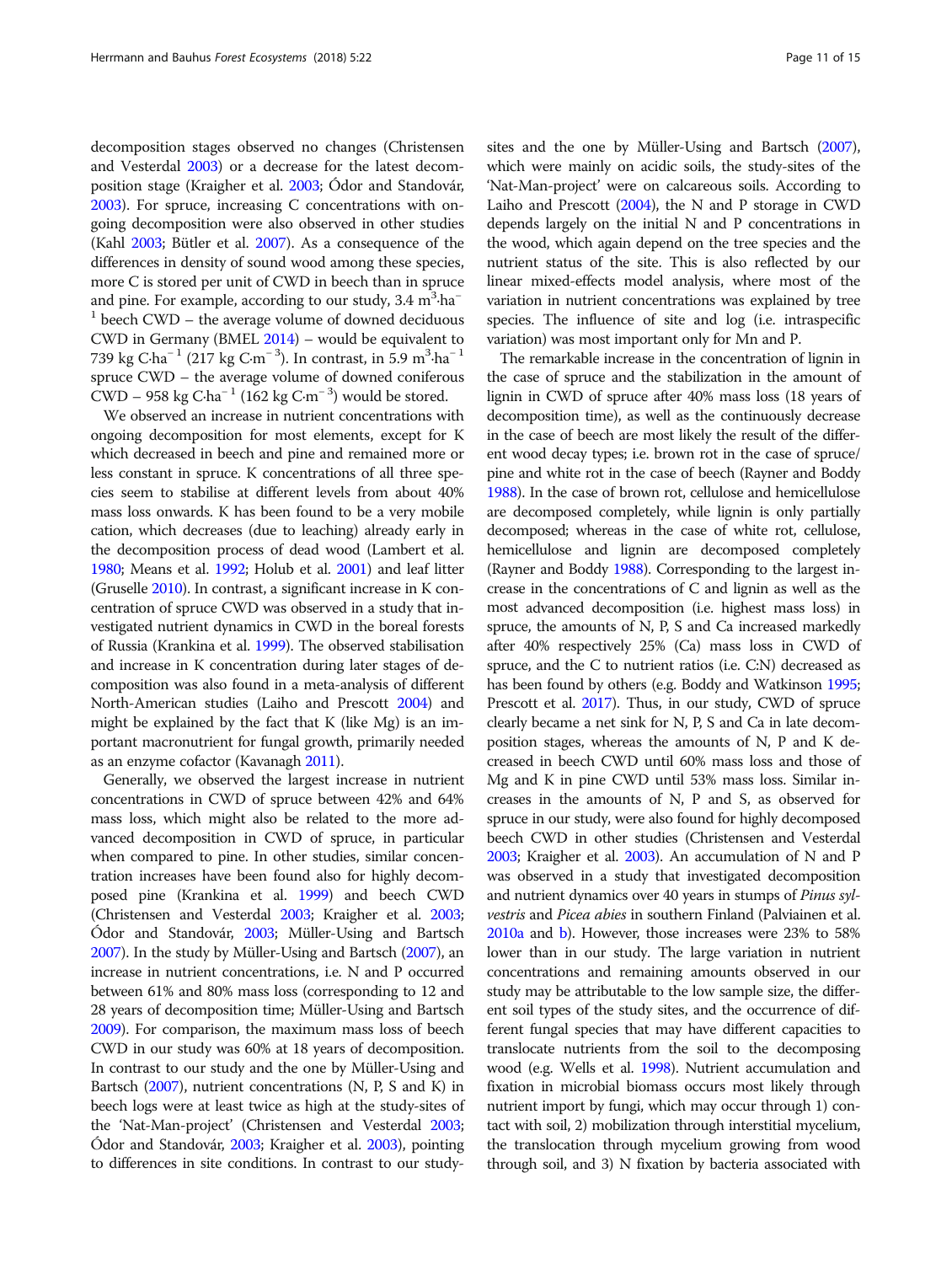decomposition stages observed no changes (Christensen and Vesterdal 2003) or a decrease for the latest decomposition stage (Kraigher et al. 2003; Ódor and Standovár, 2003). For spruce, increasing C concentrations with ongoing decomposition were also observed in other studies (Kahl 2003; Bütler et al. 2007). As a consequence of the differences in density of sound wood among these species, more C is stored per unit of CWD in beech than in spruce and pine. For example, according to our study, 3.4 $m^3{\cdot}ha^{-1}$ beech CWD – the average volume of downed deciduous CWD in Germany (BMEL 2014) – would be equivalent to 739 kg $C{\cdot}ha^{-1}$ (217 kg $C{\cdot}m^{-3}$). In contrast, in 5.9 $m^3{\cdot}ha^{-1}$ spruce CWD – the average volume of downed coniferous CWD – 958 kg $C{\cdot}ha^{-1}$ (162 kg $C{\cdot}m^{-3}$) would be stored.

We observed an increase in nutrient concentrations with ongoing decomposition for most elements, except for K which decreased in beech and pine and remained more or less constant in spruce. K concentrations of all three species seem to stabilise at different levels from about 40% mass loss onwards. K has been found to be a very mobile cation, which decreases (due to leaching) already early in the decomposition process of dead wood (Lambert et al. 1980; Means et al. 1992; Holub et al. 2001) and leaf litter (Gruselle 2010). In contrast, a significant increase in K concentration of spruce CWD was observed in a study that investigated nutrient dynamics in CWD in the boreal forests of Russia (Krankina et al. 1999). The observed stabilisation and increase in K concentration during later stages of decomposition was also found in a meta-analysis of different North-American studies (Laiho and Prescott 2004) and might be explained by the fact that K (like Mg) is an important macronutrient for fungal growth, primarily needed as an enzyme cofactor (Kavanagh 2011).

Generally, we observed the largest increase in nutrient concentrations in CWD of spruce between 42% and 64% mass loss, which might also be related to the more advanced decomposition in CWD of spruce, in particular when compared to pine. In other studies, similar concentration increases have been found also for highly decomposed pine (Krankina et al. 1999) and beech CWD (Christensen and Vesterdal 2003; Kraigher et al. 2003; Ódor and Standovár, 2003; Müller-Using and Bartsch 2007). In the study by Müller-Using and Bartsch (2007), an increase in nutrient concentrations, i.e. N and P occurred between 61% and 80% mass loss (corresponding to 12 and 28 years of decomposition time; Müller-Using and Bartsch 2009). For comparison, the maximum mass loss of beech CWD in our study was 60% at 18 years of decomposition. In contrast to our study and the one by Müller-Using and Bartsch (2007), nutrient concentrations (N, P, S and K) in beech logs were at least twice as high at the study-sites of the 'Nat-Man-project' (Christensen and Vesterdal 2003; Ódor and Standovár, 2003; Kraigher et al. 2003), pointing to differences in site conditions. In contrast to our study-sites and the one by Müller-Using and Bartsch (2007), which were mainly on acidic soils, the study-sites of the 'Nat-Man-project' were on calcareous soils. According to Laiho and Prescott (2004), the N and P storage in CWD depends largely on the initial N and P concentrations in the wood, which again depend on the tree species and the nutrient status of the site. This is also reflected by our linear mixed-effects model analysis, where most of the variation in nutrient concentrations was explained by tree species. The influence of site and log (i.e. intraspecific variation) was most important only for Mn and P.

The remarkable increase in the concentration of lignin in the case of spruce and the stabilization in the amount of lignin in CWD of spruce after 40% mass loss (18 years of decomposition time), as well as the continuously decrease in the case of beech are most likely the result of the different wood decay types; i.e. brown rot in the case of spruce/pine and white rot in the case of beech (Rayner and Boddy 1988). In the case of brown rot, cellulose and hemicellulose are decomposed completely, while lignin is only partially decomposed; whereas in the case of white rot, cellulose, hemicellulose and lignin are decomposed completely (Rayner and Boddy 1988). Corresponding to the largest increase in the concentrations of C and lignin as well as the most advanced decomposition (i.e. highest mass loss) in spruce, the amounts of N, P, S and Ca increased markedly after 40% respectively 25% (Ca) mass loss in CWD of spruce, and the C to nutrient ratios (i.e. C:N) decreased as has been found by others (e.g. Boddy and Watkinson 1995; Prescott et al. 2017). Thus, in our study, CWD of spruce clearly became a net sink for N, P, S and Ca in late decomposition stages, whereas the amounts of N, P and K decreased in beech CWD until 60% mass loss and those of Mg and K in pine CWD until 53% mass loss. Similar increases in the amounts of N, P and S, as observed for spruce in our study, were also found for highly decomposed beech CWD in other studies (Christensen and Vesterdal 2003; Kraigher et al. 2003). An accumulation of N and P was observed in a study that investigated decomposition and nutrient dynamics over 40 years in stumps of *Pinus sylvestris* and *Picea abies* in southern Finland (Palviainen et al. 2010a and b). However, those increases were 23% to 58% lower than in our study. The large variation in nutrient concentrations and remaining amounts observed in our study may be attributable to the low sample size, the different soil types of the study sites, and the occurrence of different fungal species that may have different capacities to translocate nutrients from the soil to the decomposing wood (e.g. Wells et al. 1998). Nutrient accumulation and fixation in microbial biomass occurs most likely through nutrient import by fungi, which may occur through 1) contact with soil, 2) mobilization through interstitial mycelium, the translocation through mycelium growing from wood through soil, and 3) N fixation by bacteria associated with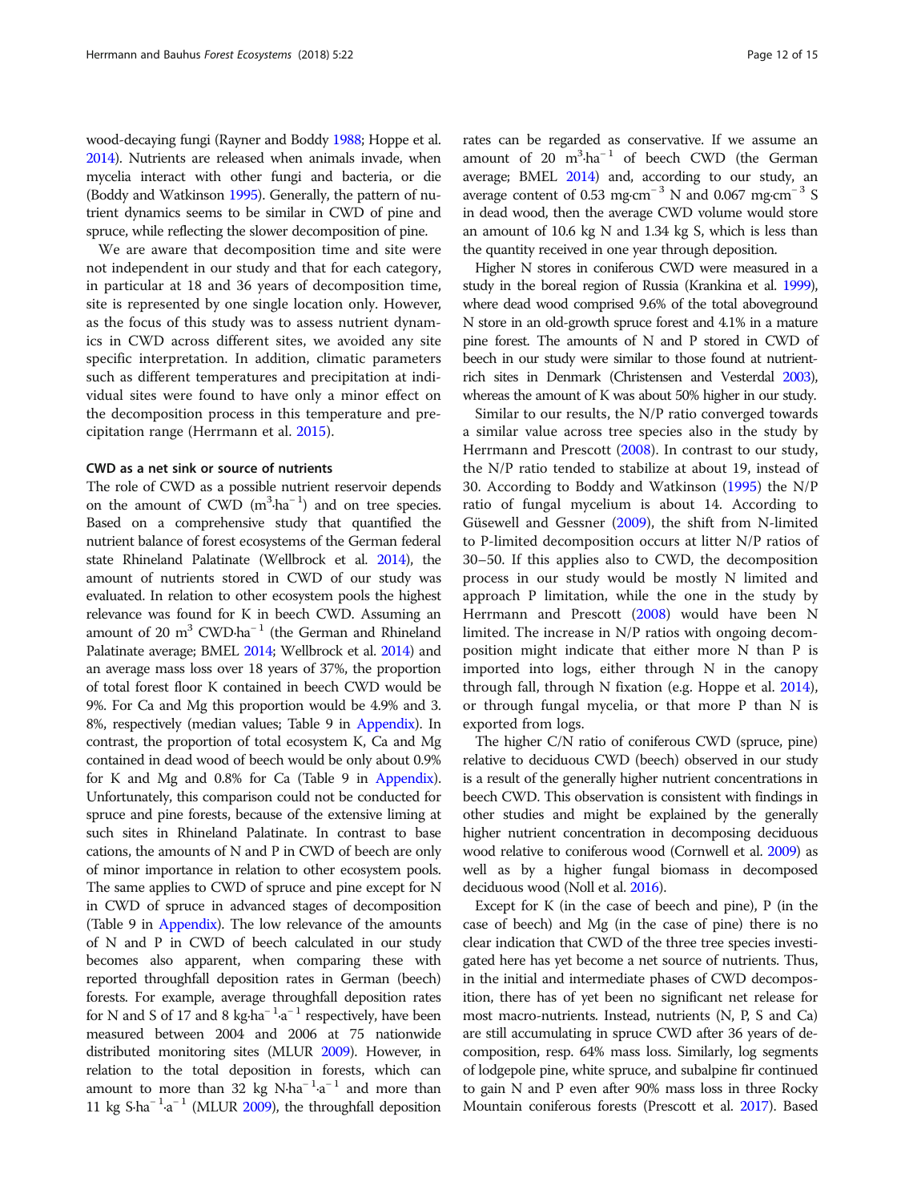wood-decaying fungi (Rayner and Boddy 1988; Hoppe et al. 2014). Nutrients are released when animals invade, when mycelia interact with other fungi and bacteria, or die (Boddy and Watkinson 1995). Generally, the pattern of nutrient dynamics seems to be similar in CWD of pine and spruce, while reflecting the slower decomposition of pine.

We are aware that decomposition time and site were not independent in our study and that for each category, in particular at 18 and 36 years of decomposition time, site is represented by one single location only. However, as the focus of this study was to assess nutrient dynamics in CWD across different sites, we avoided any site specific interpretation. In addition, climatic parameters such as different temperatures and precipitation at individual sites were found to have only a minor effect on the decomposition process in this temperature and precipitation range (Herrmann et al. 2015).

#### CWD as a net sink or source of nutrients

The role of CWD as a possible nutrient reservoir depends on the amount of CWD ($m^3 \cdot ha^{-1}$) and on tree species. Based on a comprehensive study that quantified the nutrient balance of forest ecosystems of the German federal state Rhineland Palatinate (Wellbrock et al. 2014), the amount of nutrients stored in CWD of our study was evaluated. In relation to other ecosystem pools the highest relevance was found for K in beech CWD. Assuming an amount of 20 $m^3$ $CWD \cdot ha^{-1}$ (the German and Rhineland Palatinate average; BMEL 2014; Wellbrock et al. 2014) and an average mass loss over 18 years of 37%, the proportion of total forest floor K contained in beech CWD would be 9%. For Ca and Mg this proportion would be 4.9% and 3.8%, respectively (median values; Table 9 in Appendix). In contrast, the proportion of total ecosystem K, Ca and Mg contained in dead wood of beech would be only about 0.9% for K and Mg and 0.8% for Ca (Table 9 in Appendix). Unfortunately, this comparison could not be conducted for spruce and pine forests, because of the extensive liming at such sites in Rhineland Palatinate. In contrast to base cations, the amounts of N and P in CWD of beech are only of minor importance in relation to other ecosystem pools. The same applies to CWD of spruce and pine except for N in CWD of spruce in advanced stages of decomposition (Table 9 in Appendix). The low relevance of the amounts of N and P in CWD of beech calculated in our study becomes also apparent, when comparing these with reported throughfall deposition rates in German (beech) forests. For example, average throughfall deposition rates for N and S of 17 and 8 $kg \cdot ha^{-1} \cdot a^{-1}$ respectively, have been measured between 2004 and 2006 at 75 nationwide distributed monitoring sites (MLUR 2009). However, in relation to the total deposition in forests, which can amount to more than 32 $kg\ N \cdot ha^{-1} \cdot a^{-1}$ and more than 11 $kg\ S \cdot ha^{-1} \cdot a^{-1}$ (MLUR 2009), the throughfall deposition rates can be regarded as conservative. If we assume an amount of 20 $m^3 \cdot ha^{-1}$ of beech CWD (the German average; BMEL 2014) and, according to our study, an average content of 0.53 $mg \cdot cm^{-3}$ N and 0.067 $mg \cdot cm^{-3}$ S in dead wood, then the average CWD volume would store an amount of 10.6 kg N and 1.34 kg S, which is less than the quantity received in one year through deposition.

Higher N stores in coniferous CWD were measured in a study in the boreal region of Russia (Krankina et al. 1999), where dead wood comprised 9.6% of the total aboveground N store in an old-growth spruce forest and 4.1% in a mature pine forest. The amounts of N and P stored in CWD of beech in our study were similar to those found at nutrient-rich sites in Denmark (Christensen and Vesterdal 2003), whereas the amount of K was about 50% higher in our study.

Similar to our results, the N/P ratio converged towards a similar value across tree species also in the study by Herrmann and Prescott (2008). In contrast to our study, the N/P ratio tended to stabilize at about 19, instead of 30. According to Boddy and Watkinson (1995) the N/P ratio of fungal mycelium is about 14. According to Güsewell and Gessner (2009), the shift from N-limited to P-limited decomposition occurs at litter N/P ratios of 30–50. If this applies also to CWD, the decomposition process in our study would be mostly N limited and approach P limitation, while the one in the study by Herrmann and Prescott (2008) would have been N limited. The increase in N/P ratios with ongoing decomposition might indicate that either more N than P is imported into logs, either through N in the canopy through fall, through N fixation (e.g. Hoppe et al. 2014), or through fungal mycelia, or that more P than N is exported from logs.

The higher C/N ratio of coniferous CWD (spruce, pine) relative to deciduous CWD (beech) observed in our study is a result of the generally higher nutrient concentrations in beech CWD. This observation is consistent with findings in other studies and might be explained by the generally higher nutrient concentration in decomposing deciduous wood relative to coniferous wood (Cornwell et al. 2009) as well as by a higher fungal biomass in decomposed deciduous wood (Noll et al. 2016).

Except for K (in the case of beech and pine), P (in the case of beech) and Mg (in the case of pine) there is no clear indication that CWD of the three tree species investigated here has yet become a net source of nutrients. Thus, in the initial and intermediate phases of CWD decomposition, there has of yet been no significant net release for most macro-nutrients. Instead, nutrients (N, P, S and Ca) are still accumulating in spruce CWD after 36 years of decomposition, resp. 64% mass loss. Similarly, log segments of lodgepole pine, white spruce, and subalpine fir continued to gain N and P even after 90% mass loss in three Rocky Mountain coniferous forests (Prescott et al. 2017). Based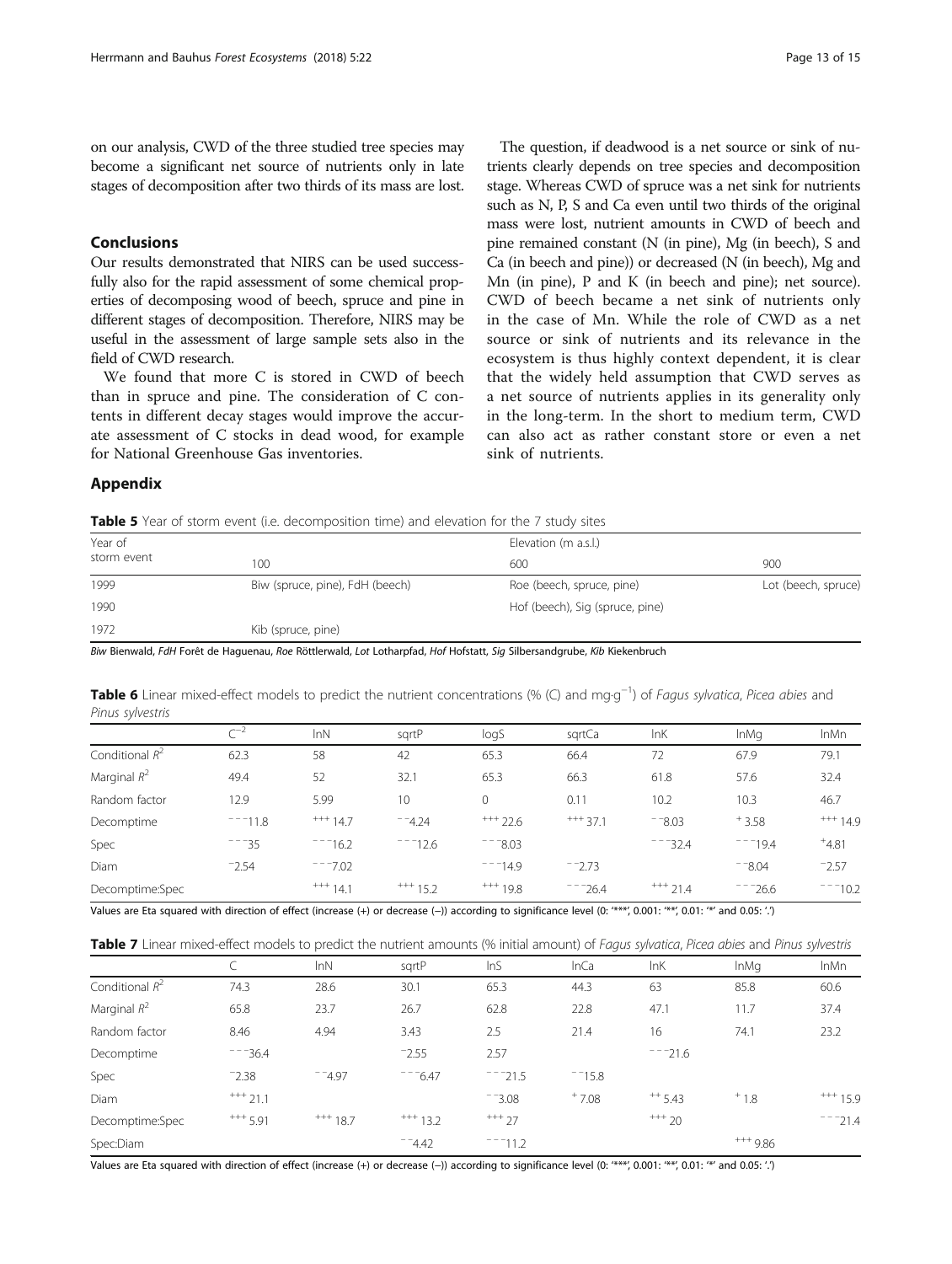on our analysis, CWD of the three studied tree species may become a significant net source of nutrients only in late stages of decomposition after two thirds of its mass are lost.

## Conclusions

Our results demonstrated that NIRS can be used successfully also for the rapid assessment of some chemical properties of decomposing wood of beech, spruce and pine in different stages of decomposition. Therefore, NIRS may be useful in the assessment of large sample sets also in the field of CWD research.

We found that more C is stored in CWD of beech than in spruce and pine. The consideration of C contents in different decay stages would improve the accurate assessment of C stocks in dead wood, for example for National Greenhouse Gas inventories.

The question, if deadwood is a net source or sink of nutrients clearly depends on tree species and decomposition stage. Whereas CWD of spruce was a net sink for nutrients such as N, P, S and Ca even until two thirds of the original mass were lost, nutrient amounts in CWD of beech and pine remained constant (N (in pine), Mg (in beech), S and Ca (in beech and pine)) or decreased (N (in beech), Mg and Mn (in pine), P and K (in beech and pine); net source). CWD of beech became a net sink of nutrients only in the case of Mn. While the role of CWD as a net source or sink of nutrients and its relevance in the ecosystem is thus highly context dependent, it is clear that the widely held assumption that CWD serves as a net source of nutrients applies in its generality only in the long-term. In the short to medium term, CWD can also act as rather constant store or even a net sink of nutrients.

## Appendix

**Table 5** Year of storm event (i.e. decomposition time) and elevation for the 7 study sites

| Year of storm event | Elevation (m a.s.l.) | | |
|---|---|---|---|
| | 100 | 600 | 900 |
| 1999 | Biw (spruce, pine), FdH (beech) | Roe (beech, spruce, pine) | Lot (beech, spruce) |
| 1990 | | Hof (beech), Sig (spruce, pine) | |
| 1972 | Kib (spruce, pine) | | |

*Biw* Bienwald, *FdH* Forêt de Haguenau, *Roe* Röttlerwald, *Lot* Lotharpfad, *Hof* Hofstatt, *Sig* Silbersandgrube, *Kib* Kiekenbruch

**Table 6** Linear mixed-effect models to predict the nutrient concentrations (% (C) and $mg \cdot g^{-1}$) of *Fagus sylvatica*, *Picea abies* and *Pinus sylvestris*

| | $C^{-2}$ | lnN | sqrtP | logS | sqrtCa | lnK | lnMg | lnMn |
|---|---|---|---|---|---|---|---|---|
| Conditional $R^2$ | 62.3 | 58 | 42 | 65.3 | 66.4 | 72 | 67.9 | 79.1 |
| Marginal $R^2$ | 49.4 | 52 | 32.1 | 65.3 | 66.3 | 61.8 | 57.6 | 32.4 |
| Random factor | 12.9 | 5.99 | 10 | 0 | 0.11 | 10.2 | 10.3 | 46.7 |
| Decomptime | $^{---}$11.8 | $^{+++}$14.7 | $^{--}$4.24 | $^{+++}$22.6 | $^{+++}$37.1 | $^{--}$8.03 | $^{+}$3.58 | $^{+++}$14.9 |
| Spec | $^{---}$35 | $^{---}$16.2 | $^{---}$12.6 | $^{---}$8.03 | | $^{---}$32.4 | $^{---}$19.4 | $^{+}$4.81 |
| Diam | $^{-}$2.54 | $^{---}$7.02 | | $^{---}$14.9 | $^{--}$2.73 | | $^{--}$8.04 | $^{-}$2.57 |
| Decomptime:Spec | | $^{+++}$14.1 | $^{+++}$15.2 | $^{+++}$19.8 | $^{---}$26.4 | $^{+++}$21.4 | $^{---}$26.6 | $^{---}$10.2 |

Values are Eta squared with direction of effect (increase (+) or decrease (−)) according to significance level (0: '***', 0.001: '**', 0.01: '*' and 0.05: '.')

**Table 7** Linear mixed-effect models to predict the nutrient amounts (% initial amount) of *Fagus sylvatica*, *Picea abies* and *Pinus sylvestris*

| | C | lnN | sqrtP | lnS | lnCa | lnK | lnMg | lnMn |
|---|---|---|---|---|---|---|---|---|
| Conditional $R^2$ | 74.3 | 28.6 | 30.1 | 65.3 | 44.3 | 63 | 85.8 | 60.6 |
| Marginal $R^2$ | 65.8 | 23.7 | 26.7 | 62.8 | 22.8 | 47.1 | 11.7 | 37.4 |
| Random factor | 8.46 | 4.94 | 3.43 | 2.5 | 21.4 | 16 | 74.1 | 23.2 |
| Decomptime | $^{---}$36.4 | | $^{-}$2.55 | 2.57 | | $^{---}$21.6 | | |
| Spec | $^{-}$2.38 | $^{--}$4.97 | $^{---}$6.47 | $^{---}$21.5 | $^{--}$15.8 | | | |
| Diam | $^{+++}$21.1 | | | $^{--}$3.08 | $^{+}$7.08 | $^{++}$5.43 | $^{+}$1.8 | $^{+++}$15.9 |
| Decomptime:Spec | $^{+++}$5.91 | $^{+++}$18.7 | $^{+++}$13.2 | $^{+++}$27 | | $^{+++}$20 | | $^{---}$21.4 |
| Spec:Diam | | | $^{--}$4.42 | $^{---}$11.2 | | | $^{+++}$9.86 | |

Values are Eta squared with direction of effect (increase (+) or decrease (−)) according to significance level (0: '***', 0.001: '**', 0.01: '*' and 0.05: '.')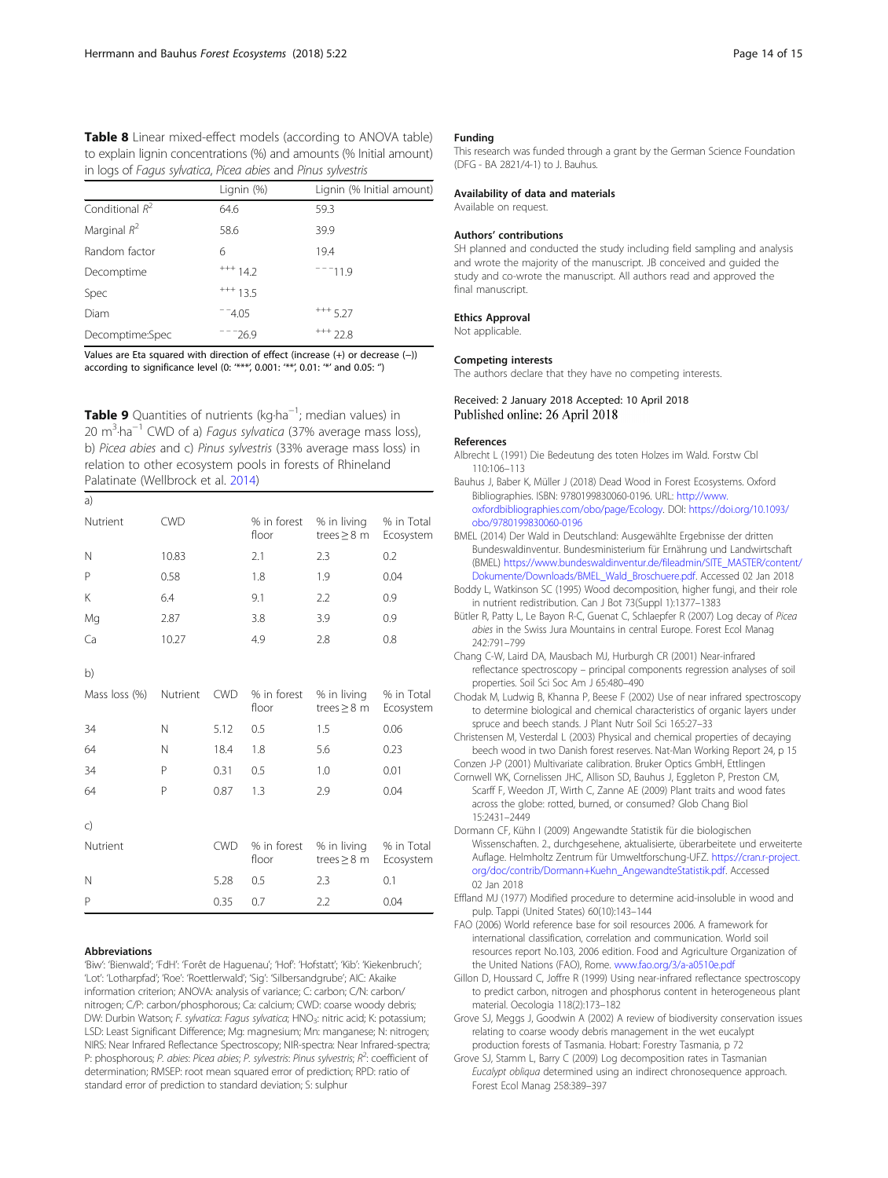**Table 8** Linear mixed-effect models (according to ANOVA table) to explain lignin concentrations (%) and amounts (% Initial amount) in logs of *Fagus sylvatica*, *Picea abies* and *Pinus sylvestris*

| | Lignin (%) | Lignin (% Initial amount) |
|---|---|---|
| Conditional $R^2$ | 64.6 | 59.3 |
| Marginal $R^2$ | 58.6 | 39.9 |
| Random factor | 6 | 19.4 |
| Decomptime | $^{+++}$ 14.2 | $^{---}$11.9 |
| Spec | $^{+++}$ 13.5 | |
| Diam | $^{--}$4.05 | $^{+++}$ 5.27 |
| Decomptime:Spec | $^{---}$26.9 | $^{+++}$ 22.8 |

Values are Eta squared with direction of effect (increase (+) or decrease (−)) according to significance level (0: '***', 0.001: '**', 0.01: '*' and 0.05: '')

**Table 9** Quantities of nutrients (kg·ha$^{-1}$; median values) in 20 m$^3$·ha$^{-1}$ CWD of a) *Fagus sylvatica* (37% average mass loss), b) *Picea abies* and c) *Pinus sylvestris* (33% average mass loss) in relation to other ecosystem pools in forests of Rhineland Palatinate (Wellbrock et al. 2014)

a)

| Nutrient | CWD | % in forest floor | % in living trees ≥ 8 m | % in Total Ecosystem |
|---|---|---|---|---|
| N | 10.83 | 2.1 | 2.3 | 0.2 |
| P | 0.58 | 1.8 | 1.9 | 0.04 |
| K | 6.4 | 9.1 | 2.2 | 0.9 |
| Mg | 2.87 | 3.8 | 3.9 | 0.9 |
| Ca | 10.27 | 4.9 | 2.8 | 0.8 |

b)

| Mass loss (%) | Nutrient | CWD | % in forest floor | % in living trees ≥ 8 m | % in Total Ecosystem |
|---|---|---|---|---|---|
| 34 | N | 5.12 | 0.5 | 1.5 | 0.06 |
| 64 | N | 18.4 | 1.8 | 5.6 | 0.23 |
| 34 | P | 0.31 | 0.5 | 1.0 | 0.01 |
| 64 | P | 0.87 | 1.3 | 2.9 | 0.04 |

c)

| Nutrient | CWD | % in forest floor | % in living trees ≥ 8 m | % in Total Ecosystem |
|---|---|---|---|---|
| N | 5.28 | 0.5 | 2.3 | 0.1 |
| P | 0.35 | 0.7 | 2.2 | 0.04 |

## Abbreviations

'Biw': 'Bienwald'; 'FdH': 'Forêt de Haguenau'; 'Hof': 'Hofstatt'; 'Kib': 'Kiekenbruch'; 'Lot': 'Lotharpfad'; 'Roe': 'Roettlerwald'; 'Sig': 'Silbersandgrube'; AIC: Akaike information criterion; ANOVA: analysis of variance; C: carbon; C/N: carbon/nitrogen; C/P: carbon/phosphorous; Ca: calcium; CWD: coarse woody debris; DW: Durbin Watson; *F. sylvatica*: *Fagus sylvatica*; $HNO_3$: nitric acid; K: potassium; LSD: Least Significant Difference; Mg: magnesium; Mn: manganese; N: nitrogen; NIRS: Near Infrared Reflectance Spectroscopy; NIR-spectra: Near Infrared-spectra; P: phosphorous; *P. abies*: *Picea abies*; *P. sylvestris*: *Pinus sylvestris*; $R^2$: coefficient of determination; RMSEP: root mean squared error of prediction; RPD: ratio of standard error of prediction to standard deviation; S: sulphur

## Funding

This research was funded through a grant by the German Science Foundation (DFG - BA 2821/4-1) to J. Bauhus.

## Availability of data and materials

Available on request.

## Authors' contributions

SH planned and conducted the study including field sampling and analysis and wrote the majority of the manuscript. JB conceived and guided the study and co-wrote the manuscript. All authors read and approved the final manuscript.

## Ethics Approval

Not applicable.

## Competing interests

The authors declare that they have no competing interests.

Received: 2 January 2018 Accepted: 10 April 2018
Published online: 26 April 2018

## References

Albrecht L (1991) Die Bedeutung des toten Holzes im Wald. Forstw Cbl 110:106–113

Bauhus J, Baber K, Müller J (2018) Dead Wood in Forest Ecosystems. Oxford Bibliographies. ISBN: 9780199830060-0196. URL: http://www.oxfordbibliographies.com/obo/page/Ecology. DOI: https://doi.org/10.1093/obo/9780199830060-0196

BMEL (2014) Der Wald in Deutschland: Ausgewählte Ergebnisse der dritten Bundeswaldinventur. Bundesministerium für Ernährung und Landwirtschaft (BMEL) https://www.bundeswaldinventur.de/fileadmin/SITE_MASTER/content/Dokumente/Downloads/BMEL_Wald_Broschuere.pdf. Accessed 02 Jan 2018

Boddy L, Watkinson SC (1995) Wood decomposition, higher fungi, and their role in nutrient redistribution. Can J Bot 73(Suppl 1):1377–1383

Bütler R, Patty L, Le Bayon R-C, Guenat C, Schlaepfer R (2007) Log decay of *Picea abies* in the Swiss Jura Mountains in central Europe. Forest Ecol Manag 242:791–799

Chang C-W, Laird DA, Mausbach MJ, Hurburgh CR (2001) Near-infrared reflectance spectroscopy – principal components regression analyses of soil properties. Soil Sci Soc Am J 65:480–490

Chodak M, Ludwig B, Khanna P, Beese F (2002) Use of near infrared spectroscopy to determine biological and chemical characteristics of organic layers under spruce and beech stands. J Plant Nutr Soil Sci 165:27–33

Christensen M, Vesterdal L (2003) Physical and chemical properties of decaying beech wood in two Danish forest reserves. Nat-Man Working Report 24, p 15

Conzen J-P (2001) Multivariate calibration. Bruker Optics GmbH, Ettlingen

Cornwell WK, Cornelissen JHC, Allison SD, Bauhus J, Eggleton P, Preston CM, Scarff F, Weedon JT, Wirth C, Zanne AE (2009) Plant traits and wood fates across the globe: rotted, burned, or consumed? Glob Chang Biol 15:2431–2449

Dormann CF, Kühn I (2009) Angewandte Statistik für die biologischen Wissenschaften. 2., durchgesehene, aktualisierte, überarbeitete und erweiterte Auflage. Helmholtz Zentrum für Umweltforschung-UFZ. https://cran.r-project.org/doc/contrib/Dormann+Kuehn_AngewandteStatistik.pdf. Accessed 02 Jan 2018

Effland MJ (1977) Modified procedure to determine acid-insoluble in wood and pulp. Tappi (United States) 60(10):143–144

FAO (2006) World reference base for soil resources 2006. A framework for international classification, correlation and communication. World soil resources report No.103, 2006 edition. Food and Agriculture Organization of the United Nations (FAO), Rome. www.fao.org/3/a-a0510e.pdf

Gillon D, Houssard C, Joffre R (1999) Using near-infrared reflectance spectroscopy to predict carbon, nitrogen and phosphorus content in heterogeneous plant material. Oecologia 118(2):173–182

Grove SJ, Meggs J, Goodwin A (2002) A review of biodiversity conservation issues relating to coarse woody debris management in the wet eucalypt production forests of Tasmania. Hobart: Forestry Tasmania, p 72

Grove SJ, Stamm L, Barry C (2009) Log decomposition rates in Tasmanian *Eucalypt obliqua* determined using an indirect chronosequence approach. Forest Ecol Manag 258:389–397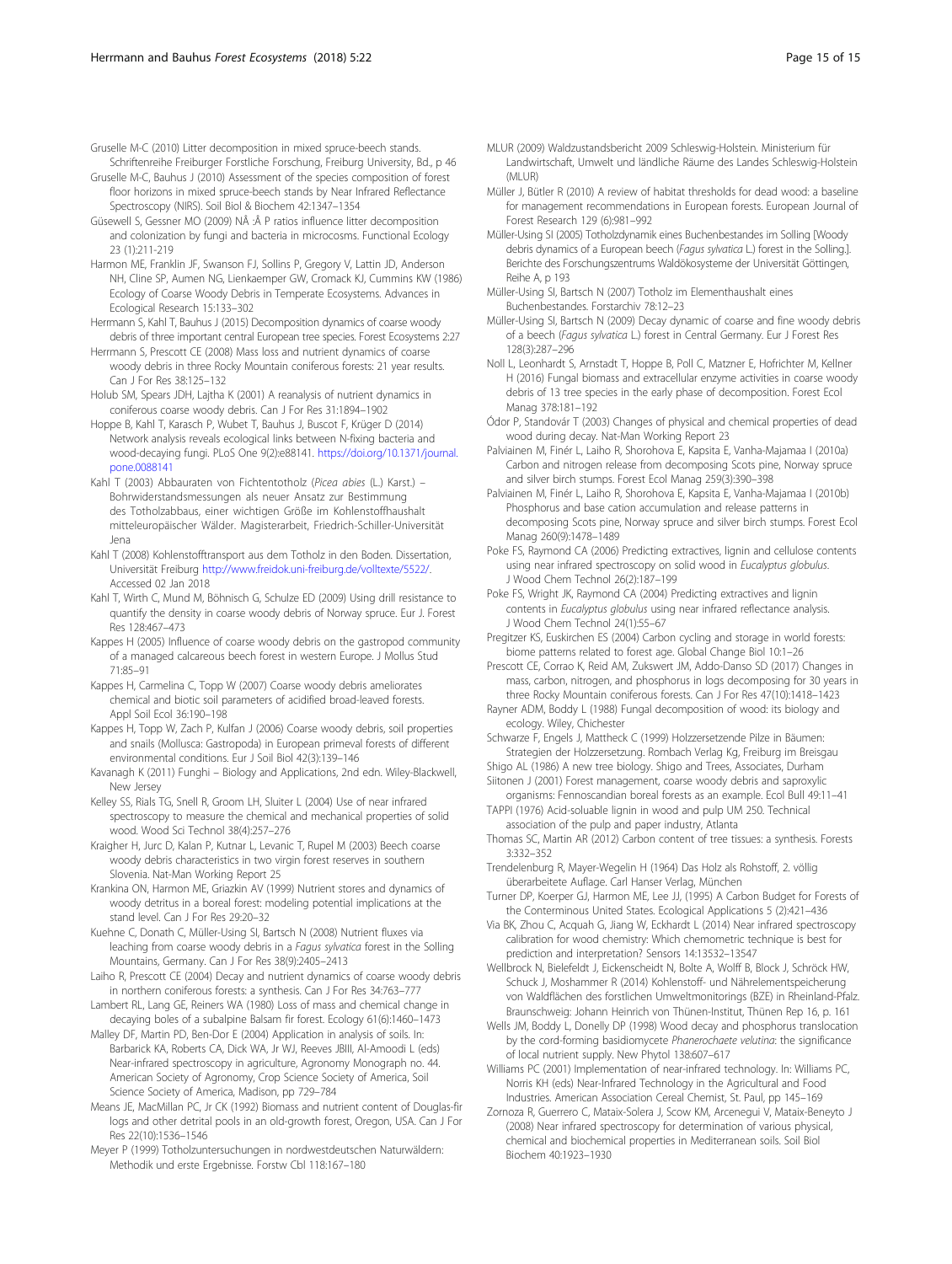Gruselle M-C (2010) Litter decomposition in mixed spruce-beech stands. Schriftenreihe Freiburger Forstliche Forschung, Freiburg University, Bd., p 46

Gruselle M-C, Bauhus J (2010) Assessment of the species composition of forest floor horizons in mixed spruce-beech stands by Near Infrared Reflectance Spectroscopy (NIRS). Soil Biol & Biochem 42:1347–1354

Güsewell S, Gessner MO (2009) NÂ :Â P ratios influence litter decomposition and colonization by fungi and bacteria in microcosms. Functional Ecology 23 (1):211-219

Harmon ME, Franklin JF, Swanson FJ, Sollins P, Gregory V, Lattin JD, Anderson NH, Cline SP, Aumen NG, Lienkaemper GW, Cromack KJ, Cummins KW (1986) Ecology of Coarse Woody Debris in Temperate Ecosystems. Advances in Ecological Research 15:133–302

Herrmann S, Kahl T, Bauhus J (2015) Decomposition dynamics of coarse woody debris of three important central European tree species. Forest Ecosystems 2:27

Herrmann S, Prescott CE (2008) Mass loss and nutrient dynamics of coarse woody debris in three Rocky Mountain coniferous forests: 21 year results. Can J For Res 38:125–132

Holub SM, Spears JDH, Lajtha K (2001) A reanalysis of nutrient dynamics in coniferous coarse woody debris. Can J For Res 31:1894–1902

Hoppe B, Kahl T, Karasch P, Wubet T, Bauhus J, Buscot F, Krüger D (2014) Network analysis reveals ecological links between N-fixing bacteria and wood-decaying fungi. PLoS One 9(2):e88141. https://doi.org/10.1371/journal.pone.0088141

Kahl T (2003) Abbauraten von Fichtentotholz (*Picea abies* (L.) Karst.) – Bohrwiderstandsmessungen als neuer Ansatz zur Bestimmung des Totholzabbaus, einer wichtigen Größe im Kohlenstoffhaushalt mitteleuropäischer Wälder. Magisterarbeit, Friedrich-Schiller-Universität Jena

Kahl T (2008) Kohlenstofftransport aus dem Totholz in den Boden. Dissertation, Universität Freiburg http://www.freidok.uni-freiburg.de/volltexte/5522/. Accessed 02 Jan 2018

Kahl T, Wirth C, Mund M, Böhnisch G, Schulze ED (2009) Using drill resistance to quantify the density in coarse woody debris of Norway spruce. Eur J. Forest Res 128:467–473

Kappes H (2005) Influence of coarse woody debris on the gastropod community of a managed calcareous beech forest in western Europe. J Mollus Stud 71:85–91

Kappes H, Carmelina C, Topp W (2007) Coarse woody debris ameliorates chemical and biotic soil parameters of acidified broad-leaved forests. Appl Soil Ecol 36:190–198

Kappes H, Topp W, Zach P, Kulfan J (2006) Coarse woody debris, soil properties and snails (Mollusca: Gastropoda) in European primeval forests of different environmental conditions. Eur J Soil Biol 42(3):139–146

Kavanagh K (2011) Funghi – Biology and Applications, 2nd edn. Wiley-Blackwell, New Jersey

Kelley SS, Rials TG, Snell R, Groom LH, Sluiter L (2004) Use of near infrared spectroscopy to measure the chemical and mechanical properties of solid wood. Wood Sci Technol 38(4):257–276

Kraigher H, Jurc D, Kalan P, Kutnar L, Levanic T, Rupel M (2003) Beech coarse woody debris characteristics in two virgin forest reserves in southern Slovenia. Nat-Man Working Report 25

Krankina ON, Harmon ME, Griazkin AV (1999) Nutrient stores and dynamics of woody detritus in a boreal forest: modeling potential implications at the stand level. Can J For Res 29:20–32

Kuehne C, Donath C, Müller-Using SI, Bartsch N (2008) Nutrient fluxes via leaching from coarse woody debris in a *Fagus sylvatica* forest in the Solling Mountains, Germany. Can J For Res 38(9):2405–2413

Laiho R, Prescott CE (2004) Decay and nutrient dynamics of coarse woody debris in northern coniferous forests: a synthesis. Can J For Res 34:763–777

Lambert RL, Lang GE, Reiners WA (1980) Loss of mass and chemical change in decaying boles of a subalpine Balsam fir forest. Ecology 61(6):1460–1473

Malley DF, Martin PD, Ben-Dor E (2004) Application in analysis of soils. In: Barbarick KA, Roberts CA, Dick WA, Jr WJ, Reeves JBIII, Al-Amoodi L (eds) Near-infrared spectroscopy in agriculture, Agronomy Monograph no. 44. American Society of Agronomy, Crop Science Society of America, Soil Science Society of America, Madison, pp 729–784

Means JE, MacMillan PC, Jr CK (1992) Biomass and nutrient content of Douglas-fir logs and other detrital pools in an old-growth forest, Oregon, USA. Can J For Res 22(10):1536–1546

Meyer P (1999) Totholzuntersuchungen in nordwestdeutschen Naturwäldern: Methodik und erste Ergebnisse. Forstw Cbl 118:167–180

MLUR (2009) Waldzustandsbericht 2009 Schleswig-Holstein. Ministerium für Landwirtschaft, Umwelt und ländliche Räume des Landes Schleswig-Holstein (MLUR)

Müller J, Bütler R (2010) A review of habitat thresholds for dead wood: a baseline for management recommendations in European forests. European Journal of Forest Research 129 (6):981–992

Müller-Using SI (2005) Totholzdynamik eines Buchenbestandes im Solling [Woody debris dynamics of a European beech (*Fagus sylvatica* L.) forest in the Solling.]. Berichte des Forschungszentrums Waldökosysteme der Universität Göttingen, Reihe A, p 193

Müller-Using SI, Bartsch N (2007) Totholz im Elementhaushalt eines Buchenbestandes. Forstarchiv 78:12–23

Müller-Using SI, Bartsch N (2009) Decay dynamic of coarse and fine woody debris of a beech (*Fagus sylvatica* L.) forest in Central Germany. Eur J Forest Res 128(3):287–296

Noll L, Leonhardt S, Arnstadt T, Hoppe B, Poll C, Matzner E, Hofrichter M, Kellner H (2016) Fungal biomass and extracellular enzyme activities in coarse woody debris of 13 tree species in the early phase of decomposition. Forest Ecol Manag 378:181–192

Ódor P, Standovár T (2003) Changes of physical and chemical properties of dead wood during decay. Nat-Man Working Report 23

Palviainen M, Finér L, Laiho R, Shorohova E, Kapsita E, Vanha-Majamaa I (2010a) Carbon and nitrogen release from decomposing Scots pine, Norway spruce and silver birch stumps. Forest Ecol Manag 259(3):390–398

Palviainen M, Finér L, Laiho R, Shorohova E, Kapsita E, Vanha-Majamaa I (2010b) Phosphorus and base cation accumulation and release patterns in decomposing Scots pine, Norway spruce and silver birch stumps. Forest Ecol Manag 260(9):1478–1489

Poke FS, Raymond CA (2006) Predicting extractives, lignin and cellulose contents using near infrared spectroscopy on solid wood in *Eucalyptus globulus*. J Wood Chem Technol 26(2):187–199

Poke FS, Wright JK, Raymond CA (2004) Predicting extractives and lignin contents in *Eucalyptus globulus* using near infrared reflectance analysis. J Wood Chem Technol 24(1):55–67

Pregitzer KS, Euskirchen ES (2004) Carbon cycling and storage in world forests: biome patterns related to forest age. Global Change Biol 10:1–26

Prescott CE, Corrao K, Reid AM, Zukswert JM, Addo-Danso SD (2017) Changes in mass, carbon, nitrogen, and phosphorus in logs decomposing for 30 years in three Rocky Mountain coniferous forests. Can J For Res 47(10):1418–1423

Rayner ADM, Boddy L (1988) Fungal decomposition of wood: its biology and ecology. Wiley, Chichester

Schwarze F, Engels J, Mattheck C (1999) Holzzersetzende Pilze in Bäumen: Strategien der Holzzersetzung. Rombach Verlag Kg, Freiburg im Breisgau

Shigo AL (1986) A new tree biology. Shigo and Trees, Associates, Durham

Siitonen J (2001) Forest management, coarse woody debris and saproxylic organisms: Fennoscandian boreal forests as an example. Ecol Bull 49:11–41

TAPPI (1976) Acid-soluable lignin in wood and pulp UM 250. Technical association of the pulp and paper industry, Atlanta

Thomas SC, Martin AR (2012) Carbon content of tree tissues: a synthesis. Forests 3:332–352

Trendelenburg R, Mayer-Wegelin H (1964) Das Holz als Rohstoff, 2. völlig überarbeitete Auflage. Carl Hanser Verlag, München

Turner DP, Koerper GJ, Harmon ME, Lee JJ, (1995) A Carbon Budget for Forests of the Conterminous United States. Ecological Applications 5 (2):421–436

Via BK, Zhou C, Acquah G, Jiang W, Eckhardt L (2014) Near infrared spectroscopy calibration for wood chemistry: Which chemometric technique is best for prediction and interpretation? Sensors 14:13532–13547

Wellbrock N, Bielefeldt J, Eickenscheidt N, Bolte A, Wolff B, Block J, Schröck HW, Schuck J, Moshammer R (2014) Kohlenstoff- und Nährelementspeicherung von Waldflächen des forstlichen Umweltmonitorings (BZE) in Rheinland-Pfalz. Braunschweig: Johann Heinrich von Thünen-Institut, Thünen Rep 16, p. 161

Wells JM, Boddy L, Donelly DP (1998) Wood decay and phosphorus translocation by the cord-forming basidiomycete *Phanerochaete velutina*: the significance of local nutrient supply. New Phytol 138:607–617

Williams PC (2001) Implementation of near-infrared technology. In: Williams PC, Norris KH (eds) Near-Infrared Technology in the Agricultural and Food Industries. American Association Cereal Chemist, St. Paul, pp 145–169

Zornoza R, Guerrero C, Mataix-Solera J, Scow KM, Arcenegui V, Mataix-Beneyto J (2008) Near infrared spectroscopy for determination of various physical, chemical and biochemical properties in Mediterranean soils. Soil Biol Biochem 40:1923–1930